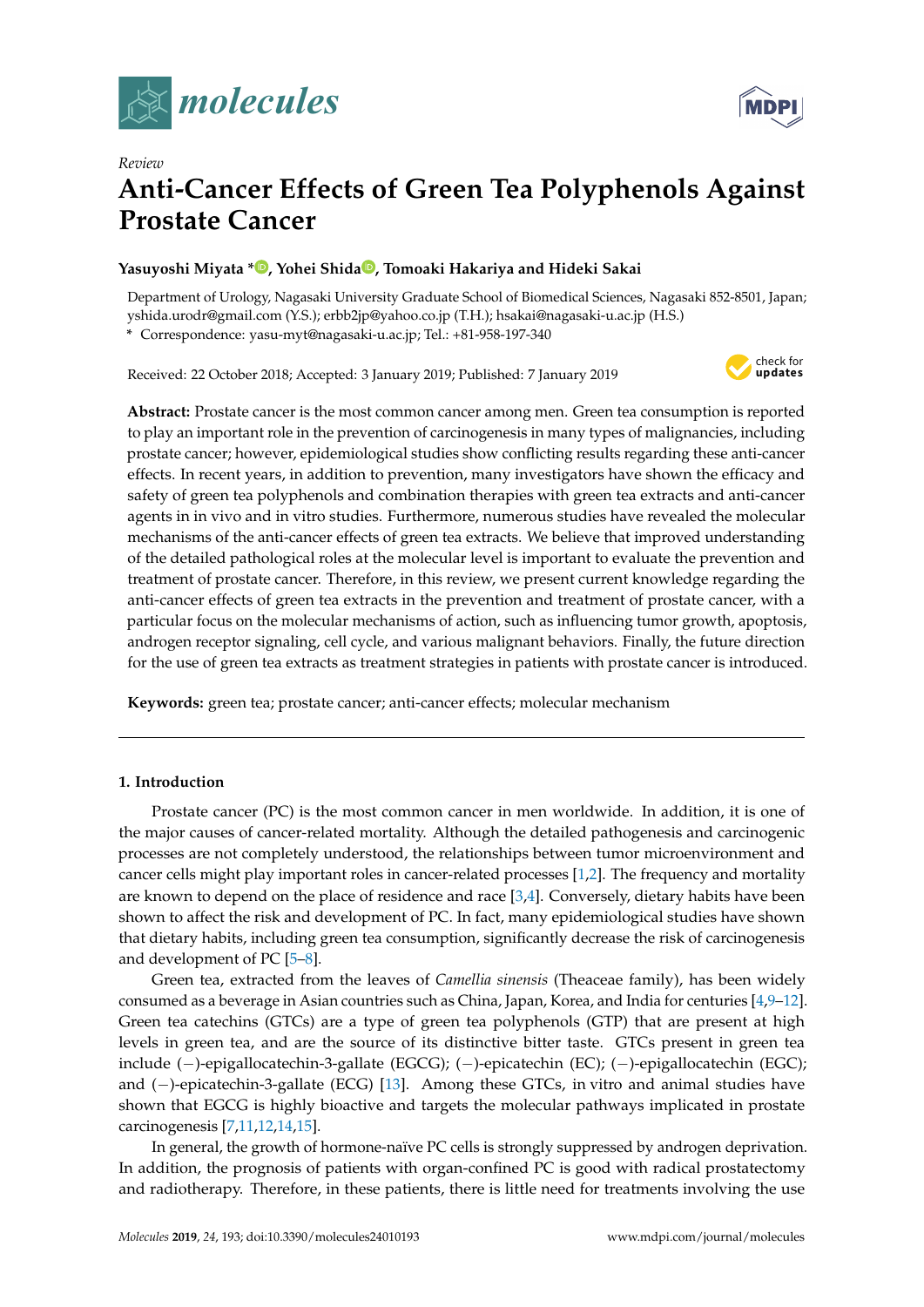*Review*

# Anti-Cancer Effects of Green Tea Polyphenols Against Prostate Cancer

**Yasuyoshi Miyata \*, Yohei Shida, Tomoaki Hakariya and Hideki Sakai**

Department of Urology, Nagasaki University Graduate School of Biomedical Sciences, Nagasaki 852-8501, Japan; yshida.urodr@gmail.com (Y.S.); erbb2jp@yahoo.co.jp (T.H.); hsakai@nagasaki-u.ac.jp (H.S.)

\* Correspondence: yasu-myt@nagasaki-u.ac.jp; Tel.: +81-958-197-340

Received: 22 October 2018; Accepted: 3 January 2019; Published: 7 January 2019

**Abstract:** Prostate cancer is the most common cancer among men. Green tea consumption is reported to play an important role in the prevention of carcinogenesis in many types of malignancies, including prostate cancer; however, epidemiological studies show conflicting results regarding these anti-cancer effects. In recent years, in addition to prevention, many investigators have shown the efficacy and safety of green tea polyphenols and combination therapies with green tea extracts and anti-cancer agents in in vivo and in vitro studies. Furthermore, numerous studies have revealed the molecular mechanisms of the anti-cancer effects of green tea extracts. We believe that improved understanding of the detailed pathological roles at the molecular level is important to evaluate the prevention and treatment of prostate cancer. Therefore, in this review, we present current knowledge regarding the anti-cancer effects of green tea extracts in the prevention and treatment of prostate cancer, with a particular focus on the molecular mechanisms of action, such as influencing tumor growth, apoptosis, androgen receptor signaling, cell cycle, and various malignant behaviors. Finally, the future direction for the use of green tea extracts as treatment strategies in patients with prostate cancer is introduced.

**Keywords:** green tea; prostate cancer; anti-cancer effects; molecular mechanism

## 1. Introduction

Prostate cancer (PC) is the most common cancer in men worldwide. In addition, it is one of the major causes of cancer-related mortality. Although the detailed pathogenesis and carcinogenic processes are not completely understood, the relationships between tumor microenvironment and cancer cells might play important roles in cancer-related processes [1,2]. The frequency and mortality are known to depend on the place of residence and race [3,4]. Conversely, dietary habits have been shown to affect the risk and development of PC. In fact, many epidemiological studies have shown that dietary habits, including green tea consumption, significantly decrease the risk of carcinogenesis and development of PC [5–8].

Green tea, extracted from the leaves of *Camellia sinensis* (Theaceae family), has been widely consumed as a beverage in Asian countries such as China, Japan, Korea, and India for centuries [4,9–12]. Green tea catechins (GTCs) are a type of green tea polyphenols (GTP) that are present at high levels in green tea, and are the source of its distinctive bitter taste. GTCs present in green tea include (−)-epigallocatechin-3-gallate (EGCG); (−)-epicatechin (EC); (−)-epigallocatechin (EGC); and (−)-epicatechin-3-gallate (ECG) [13]. Among these GTCs, in vitro and animal studies have shown that EGCG is highly bioactive and targets the molecular pathways implicated in prostate carcinogenesis [7,11,12,14,15].

In general, the growth of hormone-naïve PC cells is strongly suppressed by androgen deprivation. In addition, the prognosis of patients with organ-confined PC is good with radical prostatectomy and radiotherapy. Therefore, in these patients, there is little need for treatments involving the use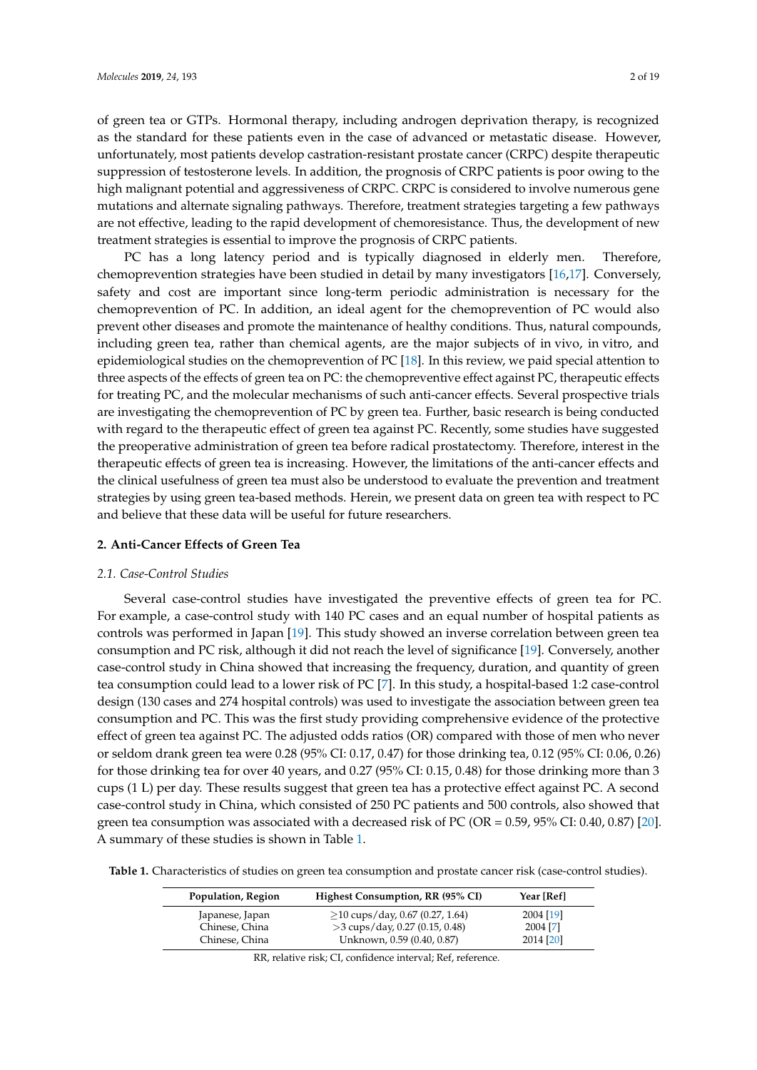of green tea or GTPs. Hormonal therapy, including androgen deprivation therapy, is recognized as the standard for these patients even in the case of advanced or metastatic disease. However, unfortunately, most patients develop castration-resistant prostate cancer (CRPC) despite therapeutic suppression of testosterone levels. In addition, the prognosis of CRPC patients is poor owing to the high malignant potential and aggressiveness of CRPC. CRPC is considered to involve numerous gene mutations and alternate signaling pathways. Therefore, treatment strategies targeting a few pathways are not effective, leading to the rapid development of chemoresistance. Thus, the development of new treatment strategies is essential to improve the prognosis of CRPC patients.

PC has a long latency period and is typically diagnosed in elderly men. Therefore, chemoprevention strategies have been studied in detail by many investigators [16,17]. Conversely, safety and cost are important since long-term periodic administration is necessary for the chemoprevention of PC. In addition, an ideal agent for the chemoprevention of PC would also prevent other diseases and promote the maintenance of healthy conditions. Thus, natural compounds, including green tea, rather than chemical agents, are the major subjects of in vivo, in vitro, and epidemiological studies on the chemoprevention of PC [18]. In this review, we paid special attention to three aspects of the effects of green tea on PC: the chemopreventive effect against PC, therapeutic effects for treating PC, and the molecular mechanisms of such anti-cancer effects. Several prospective trials are investigating the chemoprevention of PC by green tea. Further, basic research is being conducted with regard to the therapeutic effect of green tea against PC. Recently, some studies have suggested the preoperative administration of green tea before radical prostatectomy. Therefore, interest in the therapeutic effects of green tea is increasing. However, the limitations of the anti-cancer effects and the clinical usefulness of green tea must also be understood to evaluate the prevention and treatment strategies by using green tea-based methods. Herein, we present data on green tea with respect to PC and believe that these data will be useful for future researchers.

## 2. Anti-Cancer Effects of Green Tea

### 2.1. Case-Control Studies

Several case-control studies have investigated the preventive effects of green tea for PC. For example, a case-control study with 140 PC cases and an equal number of hospital patients as controls was performed in Japan [19]. This study showed an inverse correlation between green tea consumption and PC risk, although it did not reach the level of significance [19]. Conversely, another case-control study in China showed that increasing the frequency, duration, and quantity of green tea consumption could lead to a lower risk of PC [7]. In this study, a hospital-based 1:2 case-control design (130 cases and 274 hospital controls) was used to investigate the association between green tea consumption and PC. This was the first study providing comprehensive evidence of the protective effect of green tea against PC. The adjusted odds ratios (OR) compared with those of men who never or seldom drank green tea were 0.28 (95% CI: 0.17, 0.47) for those drinking tea, 0.12 (95% CI: 0.06, 0.26) for those drinking tea for over 40 years, and 0.27 (95% CI: 0.15, 0.48) for those drinking more than 3 cups (1 L) per day. These results suggest that green tea has a protective effect against PC. A second case-control study in China, which consisted of 250 PC patients and 500 controls, also showed that green tea consumption was associated with a decreased risk of PC (OR = 0.59, 95% CI: 0.40, 0.87) [20]. A summary of these studies is shown in Table 1.

**Table 1.** Characteristics of studies on green tea consumption and prostate cancer risk (case-control studies).

| Population, Region | Highest Consumption, RR (95% CI) | Year [Ref] |
|---|---|---|
| Japanese, Japan | ≥10 cups/day, 0.67 (0.27, 1.64) | 2004 [19] |
| Chinese, China | >3 cups/day, 0.27 (0.15, 0.48) | 2004 [7] |
| Chinese, China | Unknown, 0.59 (0.40, 0.87) | 2014 [20] |

RR, relative risk; CI, confidence interval; Ref, reference.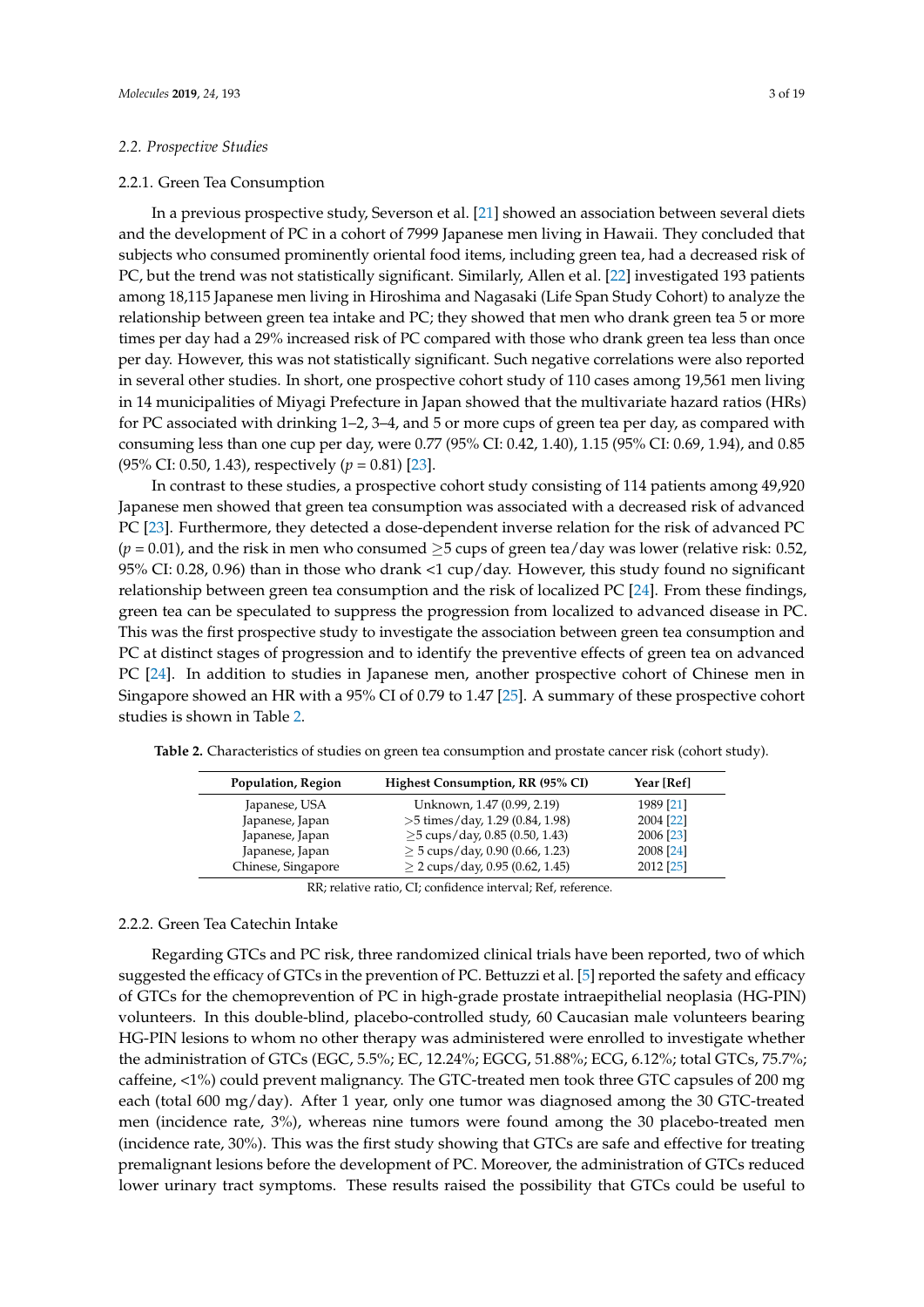### 2.2. Prospective Studies

#### 2.2.1. Green Tea Consumption

In a previous prospective study, Severson et al. [21] showed an association between several diets and the development of PC in a cohort of 7999 Japanese men living in Hawaii. They concluded that subjects who consumed prominently oriental food items, including green tea, had a decreased risk of PC, but the trend was not statistically significant. Similarly, Allen et al. [22] investigated 193 patients among 18,115 Japanese men living in Hiroshima and Nagasaki (Life Span Study Cohort) to analyze the relationship between green tea intake and PC; they showed that men who drank green tea 5 or more times per day had a 29% increased risk of PC compared with those who drank green tea less than once per day. However, this was not statistically significant. Such negative correlations were also reported in several other studies. In short, one prospective cohort study of 110 cases among 19,561 men living in 14 municipalities of Miyagi Prefecture in Japan showed that the multivariate hazard ratios (HRs) for PC associated with drinking 1–2, 3–4, and 5 or more cups of green tea per day, as compared with consuming less than one cup per day, were 0.77 (95% CI: 0.42, 1.40), 1.15 (95% CI: 0.69, 1.94), and 0.85 (95% CI: 0.50, 1.43), respectively ($p = 0.81$) [23].

In contrast to these studies, a prospective cohort study consisting of 114 patients among 49,920 Japanese men showed that green tea consumption was associated with a decreased risk of advanced PC [23]. Furthermore, they detected a dose-dependent inverse relation for the risk of advanced PC ($p = 0.01$), and the risk in men who consumed $\geq$5 cups of green tea/day was lower (relative risk: 0.52, 95% CI: 0.28, 0.96) than in those who drank <1 cup/day. However, this study found no significant relationship between green tea consumption and the risk of localized PC [24]. From these findings, green tea can be speculated to suppress the progression from localized to advanced disease in PC. This was the first prospective study to investigate the association between green tea consumption and PC at distinct stages of progression and to identify the preventive effects of green tea on advanced PC [24]. In addition to studies in Japanese men, another prospective cohort of Chinese men in Singapore showed an HR with a 95% CI of 0.79 to 1.47 [25]. A summary of these prospective cohort studies is shown in Table 2.

**Table 2.** Characteristics of studies on green tea consumption and prostate cancer risk (cohort study).

| Population, Region | Highest Consumption, RR (95% CI) | Year [Ref] |
|---|---|---|
| Japanese, USA | Unknown, 1.47 (0.99, 2.19) | 1989 [21] |
| Japanese, Japan | >5 times/day, 1.29 (0.84, 1.98) | 2004 [22] |
| Japanese, Japan | $\geq$5 cups/day, 0.85 (0.50, 1.43) | 2006 [23] |
| Japanese, Japan | $\geq$ 5 cups/day, 0.90 (0.66, 1.23) | 2008 [24] |
| Chinese, Singapore | $\geq$ 2 cups/day, 0.95 (0.62, 1.45) | 2012 [25] |

RR; relative ratio, CI; confidence interval; Ref, reference.

#### 2.2.2. Green Tea Catechin Intake

Regarding GTCs and PC risk, three randomized clinical trials have been reported, two of which suggested the efficacy of GTCs in the prevention of PC. Bettuzzi et al. [5] reported the safety and efficacy of GTCs for the chemoprevention of PC in high-grade prostate intraepithelial neoplasia (HG-PIN) volunteers. In this double-blind, placebo-controlled study, 60 Caucasian male volunteers bearing HG-PIN lesions to whom no other therapy was administered were enrolled to investigate whether the administration of GTCs (EGC, 5.5%; EC, 12.24%; EGCG, 51.88%; ECG, 6.12%; total GTCs, 75.7%; caffeine, <1%) could prevent malignancy. The GTC-treated men took three GTC capsules of 200 mg each (total 600 mg/day). After 1 year, only one tumor was diagnosed among the 30 GTC-treated men (incidence rate, 3%), whereas nine tumors were found among the 30 placebo-treated men (incidence rate, 30%). This was the first study showing that GTCs are safe and effective for treating premalignant lesions before the development of PC. Moreover, the administration of GTCs reduced lower urinary tract symptoms. These results raised the possibility that GTCs could be useful to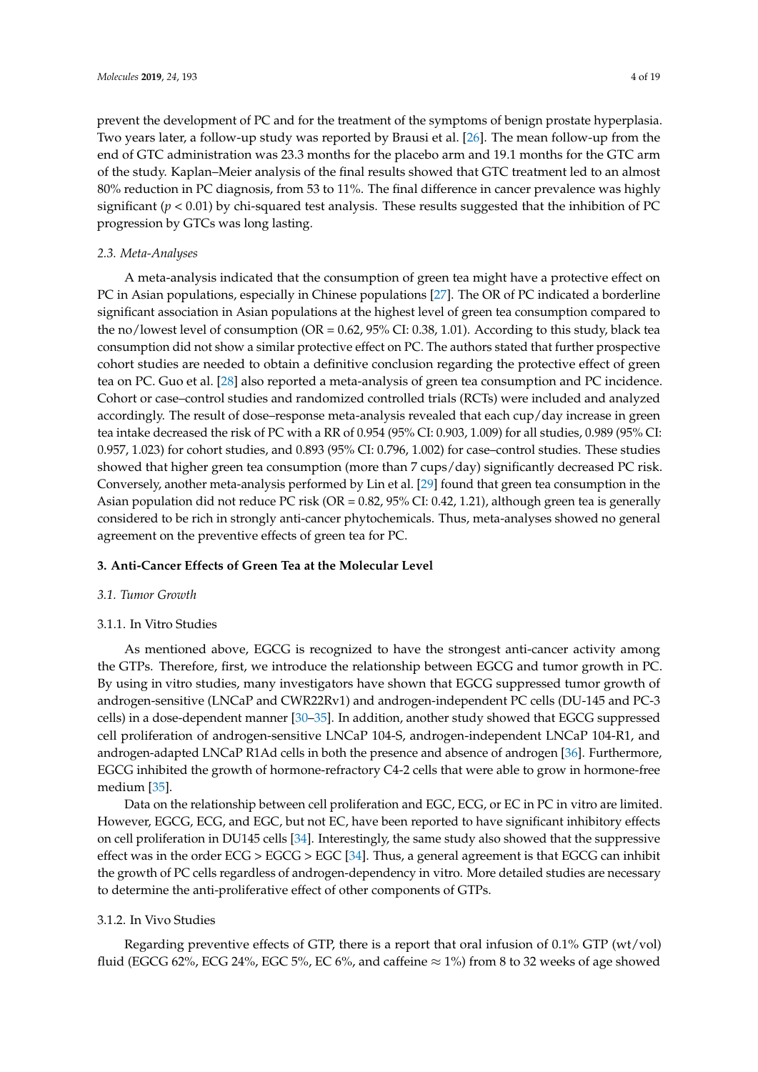prevent the development of PC and for the treatment of the symptoms of benign prostate hyperplasia. Two years later, a follow-up study was reported by Brausi et al. [26]. The mean follow-up from the end of GTC administration was 23.3 months for the placebo arm and 19.1 months for the GTC arm of the study. Kaplan–Meier analysis of the final results showed that GTC treatment led to an almost 80% reduction in PC diagnosis, from 53 to 11%. The final difference in cancer prevalence was highly significant ($p < 0.01$) by chi-squared test analysis. These results suggested that the inhibition of PC progression by GTCs was long lasting.

### *2.3. Meta-Analyses*

A meta-analysis indicated that the consumption of green tea might have a protective effect on PC in Asian populations, especially in Chinese populations [27]. The OR of PC indicated a borderline significant association in Asian populations at the highest level of green tea consumption compared to the no/lowest level of consumption (OR = 0.62, 95% CI: 0.38, 1.01). According to this study, black tea consumption did not show a similar protective effect on PC. The authors stated that further prospective cohort studies are needed to obtain a definitive conclusion regarding the protective effect of green tea on PC. Guo et al. [28] also reported a meta-analysis of green tea consumption and PC incidence. Cohort or case–control studies and randomized controlled trials (RCTs) were included and analyzed accordingly. The result of dose–response meta-analysis revealed that each cup/day increase in green tea intake decreased the risk of PC with a RR of 0.954 (95% CI: 0.903, 1.009) for all studies, 0.989 (95% CI: 0.957, 1.023) for cohort studies, and 0.893 (95% CI: 0.796, 1.002) for case–control studies. These studies showed that higher green tea consumption (more than 7 cups/day) significantly decreased PC risk. Conversely, another meta-analysis performed by Lin et al. [29] found that green tea consumption in the Asian population did not reduce PC risk (OR = 0.82, 95% CI: 0.42, 1.21), although green tea is generally considered to be rich in strongly anti-cancer phytochemicals. Thus, meta-analyses showed no general agreement on the preventive effects of green tea for PC.

## **3. Anti-Cancer Effects of Green Tea at the Molecular Level**

### *3.1. Tumor Growth*

#### 3.1.1. In Vitro Studies

As mentioned above, EGCG is recognized to have the strongest anti-cancer activity among the GTPs. Therefore, first, we introduce the relationship between EGCG and tumor growth in PC. By using in vitro studies, many investigators have shown that EGCG suppressed tumor growth of androgen-sensitive (LNCaP and CWR22Rv1) and androgen-independent PC cells (DU-145 and PC-3 cells) in a dose-dependent manner [30–35]. In addition, another study showed that EGCG suppressed cell proliferation of androgen-sensitive LNCaP 104-S, androgen-independent LNCaP 104-R1, and androgen-adapted LNCaP R1Ad cells in both the presence and absence of androgen [36]. Furthermore, EGCG inhibited the growth of hormone-refractory C4-2 cells that were able to grow in hormone-free medium [35].

Data on the relationship between cell proliferation and EGC, ECG, or EC in PC in vitro are limited. However, EGCG, ECG, and EGC, but not EC, have been reported to have significant inhibitory effects on cell proliferation in DU145 cells [34]. Interestingly, the same study also showed that the suppressive effect was in the order ECG > EGCG > EGC [34]. Thus, a general agreement is that EGCG can inhibit the growth of PC cells regardless of androgen-dependency in vitro. More detailed studies are necessary to determine the anti-proliferative effect of other components of GTPs.

#### 3.1.2. In Vivo Studies

Regarding preventive effects of GTP, there is a report that oral infusion of 0.1% GTP (wt/vol) fluid (EGCG 62%, ECG 24%, EGC 5%, EC 6%, and caffeine ≈ 1%) from 8 to 32 weeks of age showed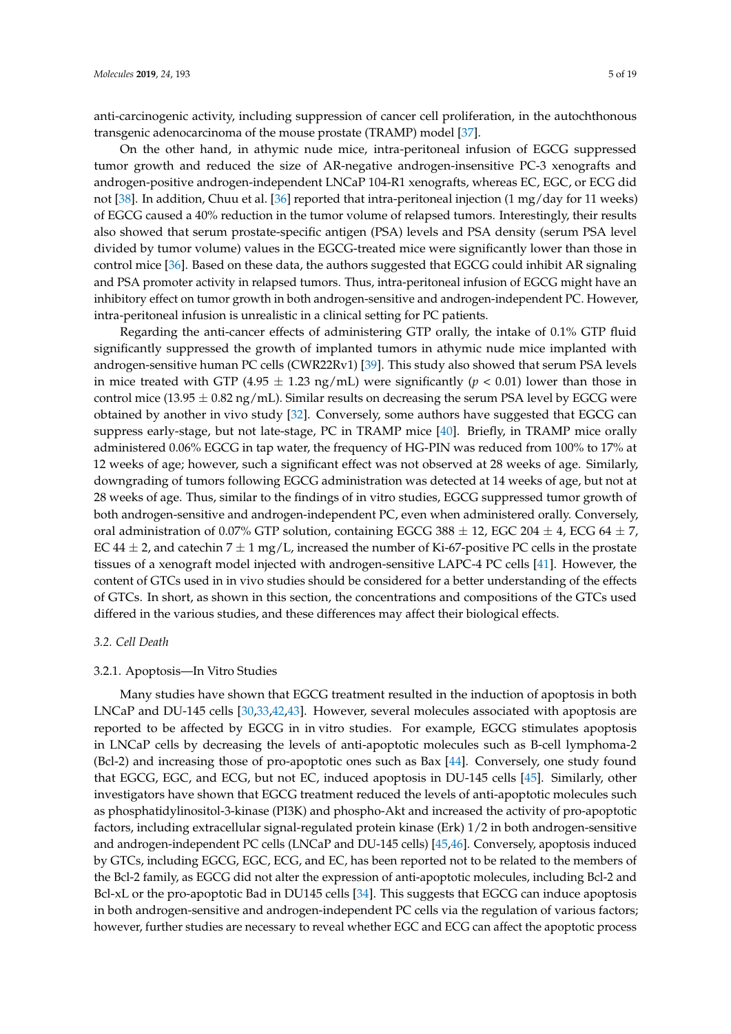anti-carcinogenic activity, including suppression of cancer cell proliferation, in the autochthonous transgenic adenocarcinoma of the mouse prostate (TRAMP) model [37].

On the other hand, in athymic nude mice, intra-peritoneal infusion of EGCG suppressed tumor growth and reduced the size of AR-negative androgen-insensitive PC-3 xenografts and androgen-positive androgen-independent LNCaP 104-R1 xenografts, whereas EC, EGC, or ECG did not [38]. In addition, Chuu et al. [36] reported that intra-peritoneal injection (1 mg/day for 11 weeks) of EGCG caused a 40% reduction in the tumor volume of relapsed tumors. Interestingly, their results also showed that serum prostate-specific antigen (PSA) levels and PSA density (serum PSA level divided by tumor volume) values in the EGCG-treated mice were significantly lower than those in control mice [36]. Based on these data, the authors suggested that EGCG could inhibit AR signaling and PSA promoter activity in relapsed tumors. Thus, intra-peritoneal infusion of EGCG might have an inhibitory effect on tumor growth in both androgen-sensitive and androgen-independent PC. However, intra-peritoneal infusion is unrealistic in a clinical setting for PC patients.

Regarding the anti-cancer effects of administering GTP orally, the intake of 0.1% GTP fluid significantly suppressed the growth of implanted tumors in athymic nude mice implanted with androgen-sensitive human PC cells (CWR22Rv1) [39]. This study also showed that serum PSA levels in mice treated with GTP ($4.95 \pm 1.23$ ng/mL) were significantly ($p < 0.01$) lower than those in control mice ($13.95 \pm 0.82$ ng/mL). Similar results on decreasing the serum PSA level by EGCG were obtained by another in vivo study [32]. Conversely, some authors have suggested that EGCG can suppress early-stage, but not late-stage, PC in TRAMP mice [40]. Briefly, in TRAMP mice orally administered 0.06% EGCG in tap water, the frequency of HG-PIN was reduced from 100% to 17% at 12 weeks of age; however, such a significant effect was not observed at 28 weeks of age. Similarly, downgrading of tumors following EGCG administration was detected at 14 weeks of age, but not at 28 weeks of age. Thus, similar to the findings of in vitro studies, EGCG suppressed tumor growth of both androgen-sensitive and androgen-independent PC, even when administered orally. Conversely, oral administration of 0.07% GTP solution, containing EGCG $388 \pm 12$, EGC $204 \pm 4$, ECG $64 \pm 7$, EC $44 \pm 2$, and catechin $7 \pm 1$ mg/L, increased the number of Ki-67-positive PC cells in the prostate tissues of a xenograft model injected with androgen-sensitive LAPC-4 PC cells [41]. However, the content of GTCs used in in vivo studies should be considered for a better understanding of the effects of GTCs. In short, as shown in this section, the concentrations and compositions of the GTCs used differed in the various studies, and these differences may affect their biological effects.

### 3.2. Cell Death

#### 3.2.1. Apoptosis—In Vitro Studies

Many studies have shown that EGCG treatment resulted in the induction of apoptosis in both LNCaP and DU-145 cells [30,33,42,43]. However, several molecules associated with apoptosis are reported to be affected by EGCG in in vitro studies. For example, EGCG stimulates apoptosis in LNCaP cells by decreasing the levels of anti-apoptotic molecules such as B-cell lymphoma-2 (Bcl-2) and increasing those of pro-apoptotic ones such as Bax [44]. Conversely, one study found that EGCG, EGC, and ECG, but not EC, induced apoptosis in DU-145 cells [45]. Similarly, other investigators have shown that EGCG treatment reduced the levels of anti-apoptotic molecules such as phosphatidylinositol-3-kinase (PI3K) and phospho-Akt and increased the activity of pro-apoptotic factors, including extracellular signal-regulated protein kinase (Erk) 1/2 in both androgen-sensitive and androgen-independent PC cells (LNCaP and DU-145 cells) [45,46]. Conversely, apoptosis induced by GTCs, including EGCG, EGC, ECG, and EC, has been reported not to be related to the members of the Bcl-2 family, as EGCG did not alter the expression of anti-apoptotic molecules, including Bcl-2 and Bcl-xL or the pro-apoptotic Bad in DU145 cells [34]. This suggests that EGCG can induce apoptosis in both androgen-sensitive and androgen-independent PC cells via the regulation of various factors; however, further studies are necessary to reveal whether EGC and ECG can affect the apoptotic process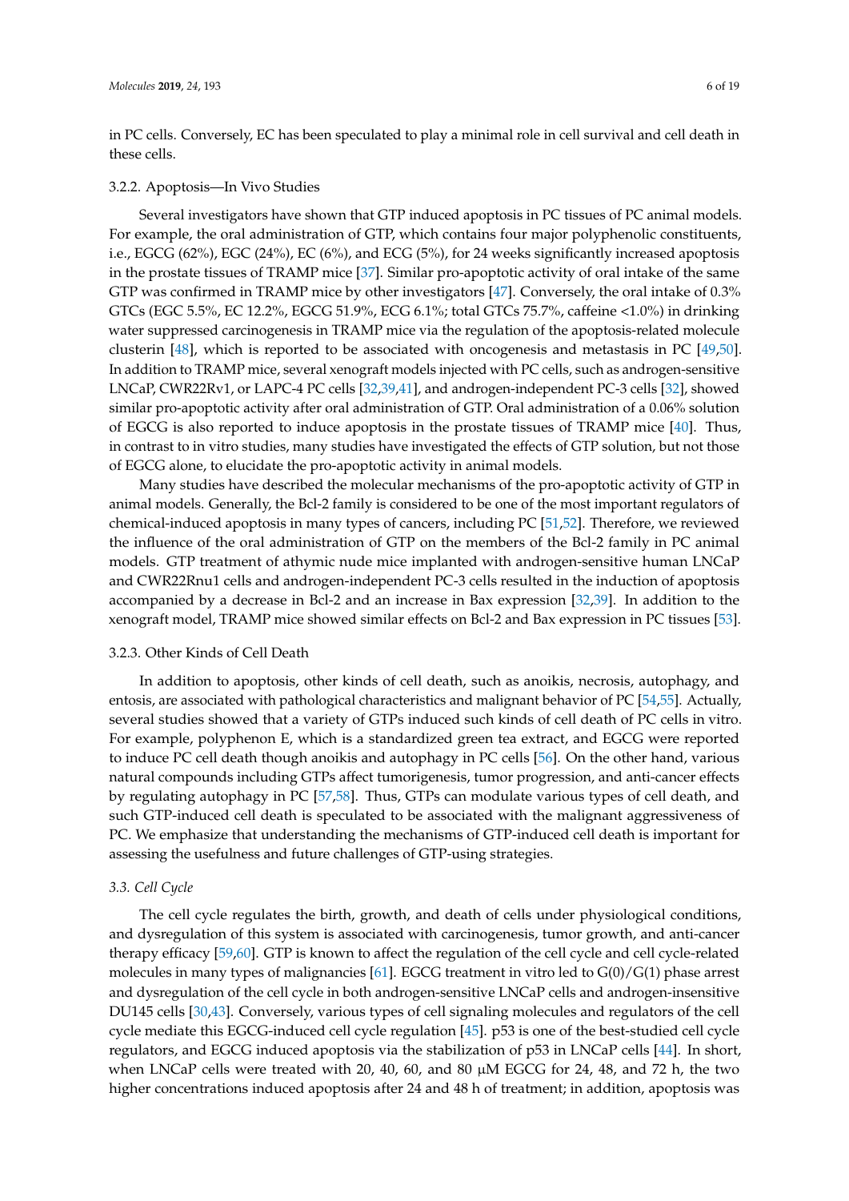in PC cells. Conversely, EC has been speculated to play a minimal role in cell survival and cell death in these cells.

#### 3.2.2. Apoptosis—In Vivo Studies

Several investigators have shown that GTP induced apoptosis in PC tissues of PC animal models. For example, the oral administration of GTP, which contains four major polyphenolic constituents, i.e., EGCG (62%), EGC (24%), EC (6%), and ECG (5%), for 24 weeks significantly increased apoptosis in the prostate tissues of TRAMP mice [37]. Similar pro-apoptotic activity of oral intake of the same GTP was confirmed in TRAMP mice by other investigators [47]. Conversely, the oral intake of 0.3% GTCs (EGC 5.5%, EC 12.2%, EGCG 51.9%, ECG 6.1%; total GTCs 75.7%, caffeine <1.0%) in drinking water suppressed carcinogenesis in TRAMP mice via the regulation of the apoptosis-related molecule clusterin [48], which is reported to be associated with oncogenesis and metastasis in PC [49,50]. In addition to TRAMP mice, several xenograft models injected with PC cells, such as androgen-sensitive LNCaP, CWR22Rv1, or LAPC-4 PC cells [32,39,41], and androgen-independent PC-3 cells [32], showed similar pro-apoptotic activity after oral administration of GTP. Oral administration of a 0.06% solution of EGCG is also reported to induce apoptosis in the prostate tissues of TRAMP mice [40]. Thus, in contrast to in vitro studies, many studies have investigated the effects of GTP solution, but not those of EGCG alone, to elucidate the pro-apoptotic activity in animal models.

Many studies have described the molecular mechanisms of the pro-apoptotic activity of GTP in animal models. Generally, the Bcl-2 family is considered to be one of the most important regulators of chemical-induced apoptosis in many types of cancers, including PC [51,52]. Therefore, we reviewed the influence of the oral administration of GTP on the members of the Bcl-2 family in PC animal models. GTP treatment of athymic nude mice implanted with androgen-sensitive human LNCaP and CWR22Rnu1 cells and androgen-independent PC-3 cells resulted in the induction of apoptosis accompanied by a decrease in Bcl-2 and an increase in Bax expression [32,39]. In addition to the xenograft model, TRAMP mice showed similar effects on Bcl-2 and Bax expression in PC tissues [53].

#### 3.2.3. Other Kinds of Cell Death

In addition to apoptosis, other kinds of cell death, such as anoikis, necrosis, autophagy, and entosis, are associated with pathological characteristics and malignant behavior of PC [54,55]. Actually, several studies showed that a variety of GTPs induced such kinds of cell death of PC cells in vitro. For example, polyphenon E, which is a standardized green tea extract, and EGCG were reported to induce PC cell death though anoikis and autophagy in PC cells [56]. On the other hand, various natural compounds including GTPs affect tumorigenesis, tumor progression, and anti-cancer effects by regulating autophagy in PC [57,58]. Thus, GTPs can modulate various types of cell death, and such GTP-induced cell death is speculated to be associated with the malignant aggressiveness of PC. We emphasize that understanding the mechanisms of GTP-induced cell death is important for assessing the usefulness and future challenges of GTP-using strategies.

### *3.3. Cell Cycle*

The cell cycle regulates the birth, growth, and death of cells under physiological conditions, and dysregulation of this system is associated with carcinogenesis, tumor growth, and anti-cancer therapy efficacy [59,60]. GTP is known to affect the regulation of the cell cycle and cell cycle-related molecules in many types of malignancies [61]. EGCG treatment in vitro led to G(0)/G(1) phase arrest and dysregulation of the cell cycle in both androgen-sensitive LNCaP cells and androgen-insensitive DU145 cells [30,43]. Conversely, various types of cell signaling molecules and regulators of the cell cycle mediate this EGCG-induced cell cycle regulation [45]. p53 is one of the best-studied cell cycle regulators, and EGCG induced apoptosis via the stabilization of p53 in LNCaP cells [44]. In short, when LNCaP cells were treated with 20, 40, 60, and 80 μM EGCG for 24, 48, and 72 h, the two higher concentrations induced apoptosis after 24 and 48 h of treatment; in addition, apoptosis was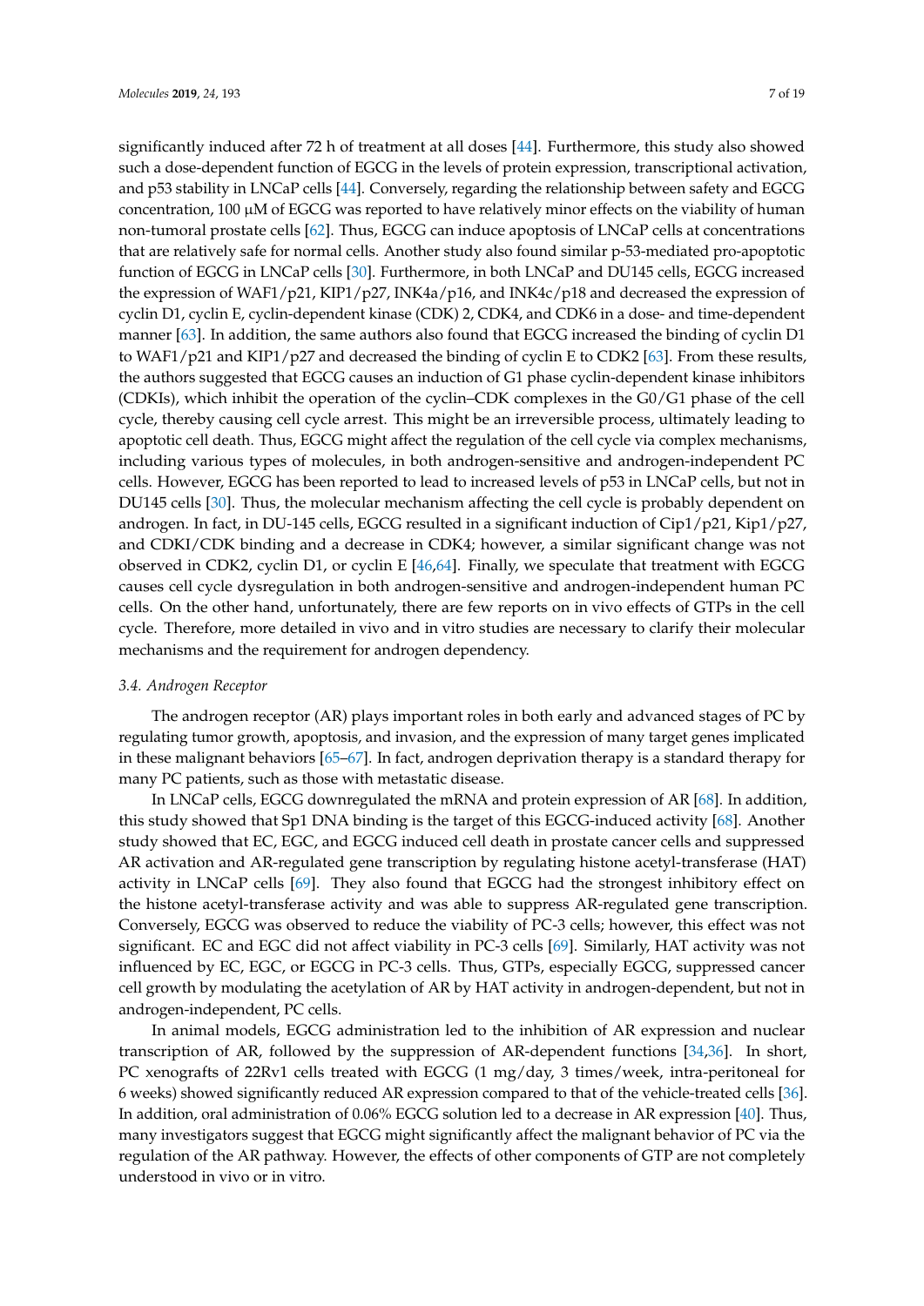significantly induced after 72 h of treatment at all doses [44]. Furthermore, this study also showed such a dose-dependent function of EGCG in the levels of protein expression, transcriptional activation, and p53 stability in LNCaP cells [44]. Conversely, regarding the relationship between safety and EGCG concentration, 100 μM of EGCG was reported to have relatively minor effects on the viability of human non-tumoral prostate cells [62]. Thus, EGCG can induce apoptosis of LNCaP cells at concentrations that are relatively safe for normal cells. Another study also found similar p-53-mediated pro-apoptotic function of EGCG in LNCaP cells [30]. Furthermore, in both LNCaP and DU145 cells, EGCG increased the expression of WAF1/p21, KIP1/p27, INK4a/p16, and INK4c/p18 and decreased the expression of cyclin D1, cyclin E, cyclin-dependent kinase (CDK) 2, CDK4, and CDK6 in a dose- and time-dependent manner [63]. In addition, the same authors also found that EGCG increased the binding of cyclin D1 to WAF1/p21 and KIP1/p27 and decreased the binding of cyclin E to CDK2 [63]. From these results, the authors suggested that EGCG causes an induction of G1 phase cyclin-dependent kinase inhibitors (CDKIs), which inhibit the operation of the cyclin–CDK complexes in the G0/G1 phase of the cell cycle, thereby causing cell cycle arrest. This might be an irreversible process, ultimately leading to apoptotic cell death. Thus, EGCG might affect the regulation of the cell cycle via complex mechanisms, including various types of molecules, in both androgen-sensitive and androgen-independent PC cells. However, EGCG has been reported to lead to increased levels of p53 in LNCaP cells, but not in DU145 cells [30]. Thus, the molecular mechanism affecting the cell cycle is probably dependent on androgen. In fact, in DU-145 cells, EGCG resulted in a significant induction of Cip1/p21, Kip1/p27, and CDKI/CDK binding and a decrease in CDK4; however, a similar significant change was not observed in CDK2, cyclin D1, or cyclin E [46,64]. Finally, we speculate that treatment with EGCG causes cell cycle dysregulation in both androgen-sensitive and androgen-independent human PC cells. On the other hand, unfortunately, there are few reports on in vivo effects of GTPs in the cell cycle. Therefore, more detailed in vivo and in vitro studies are necessary to clarify their molecular mechanisms and the requirement for androgen dependency.

### *3.4. Androgen Receptor*

The androgen receptor (AR) plays important roles in both early and advanced stages of PC by regulating tumor growth, apoptosis, and invasion, and the expression of many target genes implicated in these malignant behaviors [65–67]. In fact, androgen deprivation therapy is a standard therapy for many PC patients, such as those with metastatic disease.

In LNCaP cells, EGCG downregulated the mRNA and protein expression of AR [68]. In addition, this study showed that Sp1 DNA binding is the target of this EGCG-induced activity [68]. Another study showed that EC, EGC, and EGCG induced cell death in prostate cancer cells and suppressed AR activation and AR-regulated gene transcription by regulating histone acetyl-transferase (HAT) activity in LNCaP cells [69]. They also found that EGCG had the strongest inhibitory effect on the histone acetyl-transferase activity and was able to suppress AR-regulated gene transcription. Conversely, EGCG was observed to reduce the viability of PC-3 cells; however, this effect was not significant. EC and EGC did not affect viability in PC-3 cells [69]. Similarly, HAT activity was not influenced by EC, EGC, or EGCG in PC-3 cells. Thus, GTPs, especially EGCG, suppressed cancer cell growth by modulating the acetylation of AR by HAT activity in androgen-dependent, but not in androgen-independent, PC cells.

In animal models, EGCG administration led to the inhibition of AR expression and nuclear transcription of AR, followed by the suppression of AR-dependent functions [34,36]. In short, PC xenografts of 22Rv1 cells treated with EGCG (1 mg/day, 3 times/week, intra-peritoneal for 6 weeks) showed significantly reduced AR expression compared to that of the vehicle-treated cells [36]. In addition, oral administration of 0.06% EGCG solution led to a decrease in AR expression [40]. Thus, many investigators suggest that EGCG might significantly affect the malignant behavior of PC via the regulation of the AR pathway. However, the effects of other components of GTP are not completely understood in vivo or in vitro.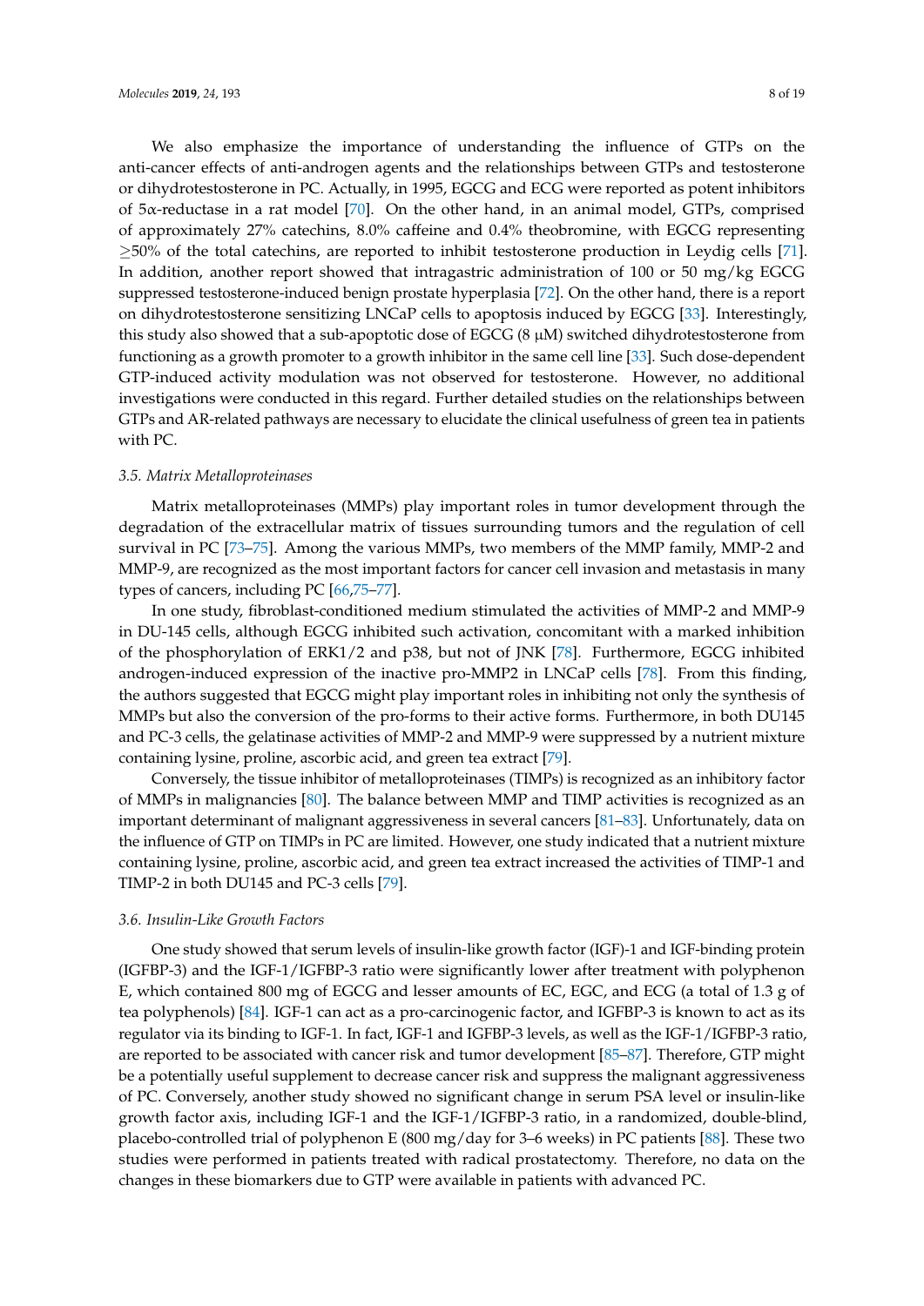We also emphasize the importance of understanding the influence of GTPs on the anti-cancer effects of anti-androgen agents and the relationships between GTPs and testosterone or dihydrotestosterone in PC. Actually, in 1995, EGCG and ECG were reported as potent inhibitors of 5α-reductase in a rat model [70]. On the other hand, in an animal model, GTPs, comprised of approximately 27% catechins, 8.0% caffeine and 0.4% theobromine, with EGCG representing ≥50% of the total catechins, are reported to inhibit testosterone production in Leydig cells [71]. In addition, another report showed that intragastric administration of 100 or 50 mg/kg EGCG suppressed testosterone-induced benign prostate hyperplasia [72]. On the other hand, there is a report on dihydrotestosterone sensitizing LNCaP cells to apoptosis induced by EGCG [33]. Interestingly, this study also showed that a sub-apoptotic dose of EGCG (8 μM) switched dihydrotestosterone from functioning as a growth promoter to a growth inhibitor in the same cell line [33]. Such dose-dependent GTP-induced activity modulation was not observed for testosterone. However, no additional investigations were conducted in this regard. Further detailed studies on the relationships between GTPs and AR-related pathways are necessary to elucidate the clinical usefulness of green tea in patients with PC.

### 3.5. Matrix Metalloproteinases

Matrix metalloproteinases (MMPs) play important roles in tumor development through the degradation of the extracellular matrix of tissues surrounding tumors and the regulation of cell survival in PC [73–75]. Among the various MMPs, two members of the MMP family, MMP-2 and MMP-9, are recognized as the most important factors for cancer cell invasion and metastasis in many types of cancers, including PC [66,75–77].

In one study, fibroblast-conditioned medium stimulated the activities of MMP-2 and MMP-9 in DU-145 cells, although EGCG inhibited such activation, concomitant with a marked inhibition of the phosphorylation of ERK1/2 and p38, but not of JNK [78]. Furthermore, EGCG inhibited androgen-induced expression of the inactive pro-MMP2 in LNCaP cells [78]. From this finding, the authors suggested that EGCG might play important roles in inhibiting not only the synthesis of MMPs but also the conversion of the pro-forms to their active forms. Furthermore, in both DU145 and PC-3 cells, the gelatinase activities of MMP-2 and MMP-9 were suppressed by a nutrient mixture containing lysine, proline, ascorbic acid, and green tea extract [79].

Conversely, the tissue inhibitor of metalloproteinases (TIMPs) is recognized as an inhibitory factor of MMPs in malignancies [80]. The balance between MMP and TIMP activities is recognized as an important determinant of malignant aggressiveness in several cancers [81–83]. Unfortunately, data on the influence of GTP on TIMPs in PC are limited. However, one study indicated that a nutrient mixture containing lysine, proline, ascorbic acid, and green tea extract increased the activities of TIMP-1 and TIMP-2 in both DU145 and PC-3 cells [79].

### 3.6. Insulin-Like Growth Factors

One study showed that serum levels of insulin-like growth factor (IGF)-1 and IGF-binding protein (IGFBP-3) and the IGF-1/IGFBP-3 ratio were significantly lower after treatment with polyphenon E, which contained 800 mg of EGCG and lesser amounts of EC, EGC, and ECG (a total of 1.3 g of tea polyphenols) [84]. IGF-1 can act as a pro-carcinogenic factor, and IGFBP-3 is known to act as its regulator via its binding to IGF-1. In fact, IGF-1 and IGFBP-3 levels, as well as the IGF-1/IGFBP-3 ratio, are reported to be associated with cancer risk and tumor development [85–87]. Therefore, GTP might be a potentially useful supplement to decrease cancer risk and suppress the malignant aggressiveness of PC. Conversely, another study showed no significant change in serum PSA level or insulin-like growth factor axis, including IGF-1 and the IGF-1/IGFBP-3 ratio, in a randomized, double-blind, placebo-controlled trial of polyphenon E (800 mg/day for 3–6 weeks) in PC patients [88]. These two studies were performed in patients treated with radical prostatectomy. Therefore, no data on the changes in these biomarkers due to GTP were available in patients with advanced PC.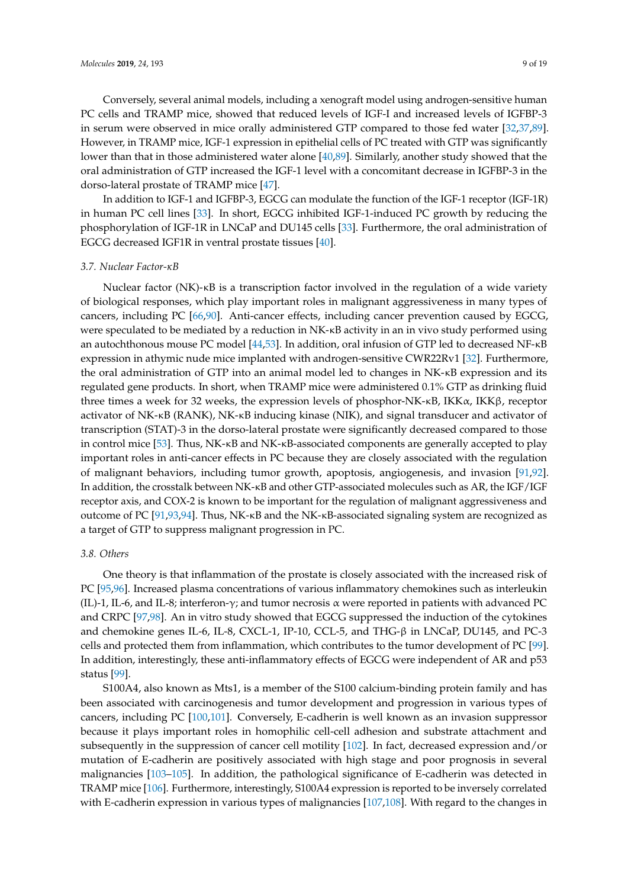Conversely, several animal models, including a xenograft model using androgen-sensitive human PC cells and TRAMP mice, showed that reduced levels of IGF-I and increased levels of IGFBP-3 in serum were observed in mice orally administered GTP compared to those fed water [32,37,89]. However, in TRAMP mice, IGF-1 expression in epithelial cells of PC treated with GTP was significantly lower than that in those administered water alone [40,89]. Similarly, another study showed that the oral administration of GTP increased the IGF-1 level with a concomitant decrease in IGFBP-3 in the dorso-lateral prostate of TRAMP mice [47].

In addition to IGF-1 and IGFBP-3, EGCG can modulate the function of the IGF-1 receptor (IGF-1R) in human PC cell lines [33]. In short, EGCG inhibited IGF-1-induced PC growth by reducing the phosphorylation of IGF-1R in LNCaP and DU145 cells [33]. Furthermore, the oral administration of EGCG decreased IGF1R in ventral prostate tissues [40].

### 3.7. Nuclear Factor-κB

Nuclear factor (NK)-κB is a transcription factor involved in the regulation of a wide variety of biological responses, which play important roles in malignant aggressiveness in many types of cancers, including PC [66,90]. Anti-cancer effects, including cancer prevention caused by EGCG, were speculated to be mediated by a reduction in NK-κB activity in an in vivo study performed using an autochthonous mouse PC model [44,53]. In addition, oral infusion of GTP led to decreased NF-κB expression in athymic nude mice implanted with androgen-sensitive CWR22Rv1 [32]. Furthermore, the oral administration of GTP into an animal model led to changes in NK-κB expression and its regulated gene products. In short, when TRAMP mice were administered 0.1% GTP as drinking fluid three times a week for 32 weeks, the expression levels of phosphor-NK-κB, IKKα, IKKβ, receptor activator of NK-κB (RANK), NK-κB inducing kinase (NIK), and signal transducer and activator of transcription (STAT)-3 in the dorso-lateral prostate were significantly decreased compared to those in control mice [53]. Thus, NK-κB and NK-κB-associated components are generally accepted to play important roles in anti-cancer effects in PC because they are closely associated with the regulation of malignant behaviors, including tumor growth, apoptosis, angiogenesis, and invasion [91,92]. In addition, the crosstalk between NK-κB and other GTP-associated molecules such as AR, the IGF/IGF receptor axis, and COX-2 is known to be important for the regulation of malignant aggressiveness and outcome of PC [91,93,94]. Thus, NK-κB and the NK-κB-associated signaling system are recognized as a target of GTP to suppress malignant progression in PC.

### 3.8. Others

One theory is that inflammation of the prostate is closely associated with the increased risk of PC [95,96]. Increased plasma concentrations of various inflammatory chemokines such as interleukin (IL)-1, IL-6, and IL-8; interferon-γ; and tumor necrosis α were reported in patients with advanced PC and CRPC [97,98]. An in vitro study showed that EGCG suppressed the induction of the cytokines and chemokine genes IL-6, IL-8, CXCL-1, IP-10, CCL-5, and THG-β in LNCaP, DU145, and PC-3 cells and protected them from inflammation, which contributes to the tumor development of PC [99]. In addition, interestingly, these anti-inflammatory effects of EGCG were independent of AR and p53 status [99].

S100A4, also known as Mts1, is a member of the S100 calcium-binding protein family and has been associated with carcinogenesis and tumor development and progression in various types of cancers, including PC [100,101]. Conversely, E-cadherin is well known as an invasion suppressor because it plays important roles in homophilic cell-cell adhesion and substrate attachment and subsequently in the suppression of cancer cell motility [102]. In fact, decreased expression and/or mutation of E-cadherin are positively associated with high stage and poor prognosis in several malignancies [103–105]. In addition, the pathological significance of E-cadherin was detected in TRAMP mice [106]. Furthermore, interestingly, S100A4 expression is reported to be inversely correlated with E-cadherin expression in various types of malignancies [107,108]. With regard to the changes in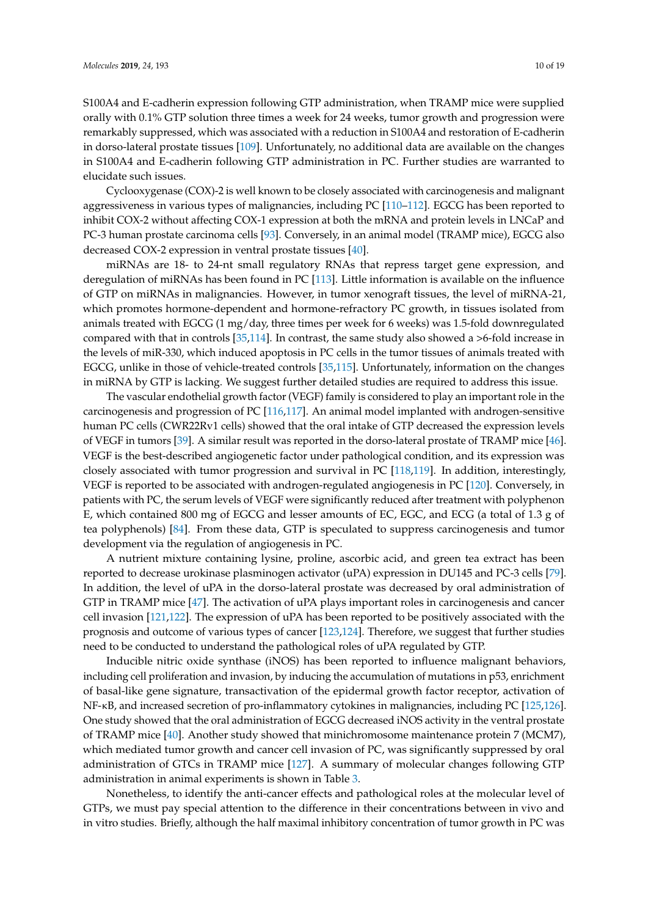S100A4 and E-cadherin expression following GTP administration, when TRAMP mice were supplied orally with 0.1% GTP solution three times a week for 24 weeks, tumor growth and progression were remarkably suppressed, which was associated with a reduction in S100A4 and restoration of E-cadherin in dorso-lateral prostate tissues [109]. Unfortunately, no additional data are available on the changes in S100A4 and E-cadherin following GTP administration in PC. Further studies are warranted to elucidate such issues.

Cyclooxygenase (COX)-2 is well known to be closely associated with carcinogenesis and malignant aggressiveness in various types of malignancies, including PC [110–112]. EGCG has been reported to inhibit COX-2 without affecting COX-1 expression at both the mRNA and protein levels in LNCaP and PC-3 human prostate carcinoma cells [93]. Conversely, in an animal model (TRAMP mice), EGCG also decreased COX-2 expression in ventral prostate tissues [40].

miRNAs are 18- to 24-nt small regulatory RNAs that repress target gene expression, and deregulation of miRNAs has been found in PC [113]. Little information is available on the influence of GTP on miRNAs in malignancies. However, in tumor xenograft tissues, the level of miRNA-21, which promotes hormone-dependent and hormone-refractory PC growth, in tissues isolated from animals treated with EGCG (1 mg/day, three times per week for 6 weeks) was 1.5-fold downregulated compared with that in controls [35,114]. In contrast, the same study also showed a >6-fold increase in the levels of miR-330, which induced apoptosis in PC cells in the tumor tissues of animals treated with EGCG, unlike in those of vehicle-treated controls [35,115]. Unfortunately, information on the changes in miRNA by GTP is lacking. We suggest further detailed studies are required to address this issue.

The vascular endothelial growth factor (VEGF) family is considered to play an important role in the carcinogenesis and progression of PC [116,117]. An animal model implanted with androgen-sensitive human PC cells (CWR22Rv1 cells) showed that the oral intake of GTP decreased the expression levels of VEGF in tumors [39]. A similar result was reported in the dorso-lateral prostate of TRAMP mice [46]. VEGF is the best-described angiogenetic factor under pathological condition, and its expression was closely associated with tumor progression and survival in PC [118,119]. In addition, interestingly, VEGF is reported to be associated with androgen-regulated angiogenesis in PC [120]. Conversely, in patients with PC, the serum levels of VEGF were significantly reduced after treatment with polyphenon E, which contained 800 mg of EGCG and lesser amounts of EC, EGC, and ECG (a total of 1.3 g of tea polyphenols) [84]. From these data, GTP is speculated to suppress carcinogenesis and tumor development via the regulation of angiogenesis in PC.

A nutrient mixture containing lysine, proline, ascorbic acid, and green tea extract has been reported to decrease urokinase plasminogen activator (uPA) expression in DU145 and PC-3 cells [79]. In addition, the level of uPA in the dorso-lateral prostate was decreased by oral administration of GTP in TRAMP mice [47]. The activation of uPA plays important roles in carcinogenesis and cancer cell invasion [121,122]. The expression of uPA has been reported to be positively associated with the prognosis and outcome of various types of cancer [123,124]. Therefore, we suggest that further studies need to be conducted to understand the pathological roles of uPA regulated by GTP.

Inducible nitric oxide synthase (iNOS) has been reported to influence malignant behaviors, including cell proliferation and invasion, by inducing the accumulation of mutations in p53, enrichment of basal-like gene signature, transactivation of the epidermal growth factor receptor, activation of NF-κB, and increased secretion of pro-inflammatory cytokines in malignancies, including PC [125,126]. One study showed that the oral administration of EGCG decreased iNOS activity in the ventral prostate of TRAMP mice [40]. Another study showed that minichromosome maintenance protein 7 (MCM7), which mediated tumor growth and cancer cell invasion of PC, was significantly suppressed by oral administration of GTCs in TRAMP mice [127]. A summary of molecular changes following GTP administration in animal experiments is shown in Table 3.

Nonetheless, to identify the anti-cancer effects and pathological roles at the molecular level of GTPs, we must pay special attention to the difference in their concentrations between in vivo and in vitro studies. Briefly, although the half maximal inhibitory concentration of tumor growth in PC was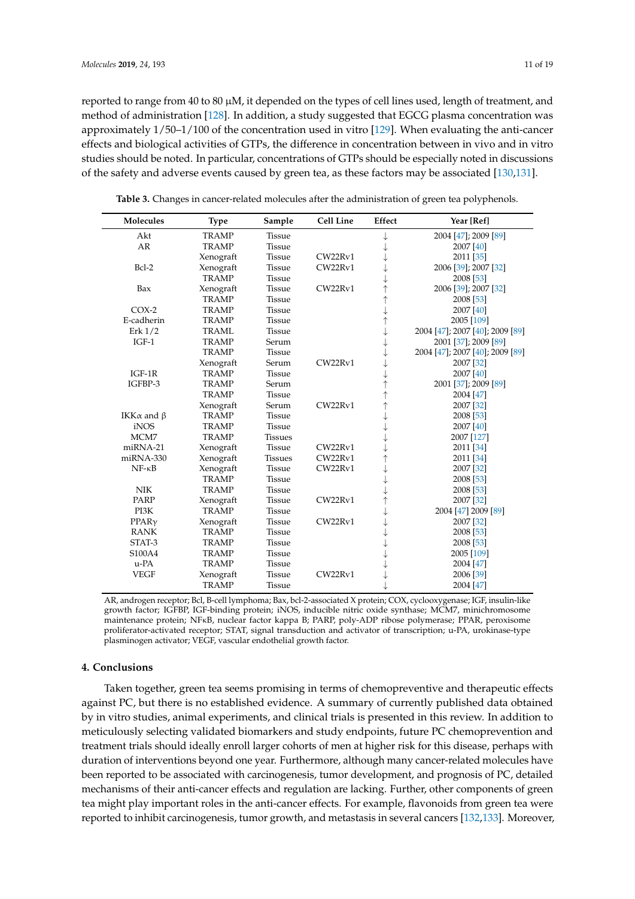reported to range from 40 to 80 μM, it depended on the types of cell lines used, length of treatment, and method of administration [128]. In addition, a study suggested that EGCG plasma concentration was approximately 1/50–1/100 of the concentration used in vitro [129]. When evaluating the anti-cancer effects and biological activities of GTPs, the difference in concentration between in vivo and in vitro studies should be noted. In particular, concentrations of GTPs should be especially noted in discussions of the safety and adverse events caused by green tea, as these factors may be associated [130,131].

**Table 3.** Changes in cancer-related molecules after the administration of green tea polyphenols.

| Molecules | Type | Sample | Cell Line | Effect | Year [Ref] |
|---|---|---|---|---|---|
| Akt | TRAMP | Tissue | | ↓ | 2004 [47]; 2009 [89] |
| AR | TRAMP | Tissue | | ↓ | 2007 [40] |
| | Xenograft | Tissue | CW22Rv1 | ↓ | 2011 [35] |
| Bcl-2 | Xenograft | Tissue | CW22Rv1 | ↓ | 2006 [39]; 2007 [32] |
| | TRAMP | Tissue | | ↓ | 2008 [53] |
| Bax | Xenograft | Tissue | CW22Rv1 | ↑ | 2006 [39]; 2007 [32] |
| | TRAMP | Tissue | | ↑ | 2008 [53] |
| COX-2 | TRAMP | Tissue | | ↓ | 2007 [40] |
| E-cadherin | TRAMP | Tissue | | ↑ | 2005 [109] |
| Erk 1/2 | TRAML | Tissue | | ↓ | 2004 [47]; 2007 [40]; 2009 [89] |
| IGF-1 | TRAMP | Serum | | ↓ | 2001 [37]; 2009 [89] |
| | TRAMP | Tissue | | ↓ | 2004 [47]; 2007 [40]; 2009 [89] |
| | Xenograft | Serum | CW22Rv1 | ↓ | 2007 [32] |
| IGF-1R | TRAMP | Tissue | | ↓ | 2007 [40] |
| IGFBP-3 | TRAMP | Serum | | ↑ | 2001 [37]; 2009 [89] |
| | TRAMP | Tissue | | ↑ | 2004 [47] |
| | Xenograft | Serum | CW22Rv1 | ↑ | 2007 [32] |
| IKKα and β | TRAMP | Tissue | | ↓ | 2008 [53] |
| iNOS | TRAMP | Tissue | | ↓ | 2007 [40] |
| MCM7 | TRAMP | Tissues | | ↓ | 2007 [127] |
| miRNA-21 | Xenograft | Tissue | CW22Rv1 | ↓ | 2011 [34] |
| miRNA-330 | Xenograft | Tissues | CW22Rv1 | ↑ | 2011 [34] |
| NF-κB | Xenograft | Tissue | CW22Rv1 | ↓ | 2007 [32] |
| | TRAMP | Tissue | | ↓ | 2008 [53] |
| NIK | TRAMP | Tissue | | ↓ | 2008 [53] |
| PARP | Xenograft | Tissue | CW22Rv1 | ↑ | 2007 [32] |
| PI3K | TRAMP | Tissue | | ↓ | 2004 [47] 2009 [89] |
| PPARγ | Xenograft | Tissue | CW22Rv1 | ↓ | 2007 [32] |
| RANK | TRAMP | Tissue | | ↓ | 2008 [53] |
| STAT-3 | TRAMP | Tissue | | ↓ | 2008 [53] |
| S100A4 | TRAMP | Tissue | | ↓ | 2005 [109] |
| u-PA | TRAMP | Tissue | | ↓ | 2004 [47] |
| VEGF | Xenograft | Tissue | CW22Rv1 | ↓ | 2006 [39] |
| | TRAMP | Tissue | | ↓ | 2004 [47] |

AR, androgen receptor; Bcl, B-cell lymphoma; Bax, bcl-2-associated X protein; COX, cyclooxygenase; IGF, insulin-like growth factor; IGFBP, IGF-binding protein; iNOS, inducible nitric oxide synthase; MCM7, minichromosome maintenance protein; NFκB, nuclear factor kappa B; PARP, poly-ADP ribose polymerase; PPAR, peroxisome proliferator-activated receptor; STAT, signal transduction and activator of transcription; u-PA, urokinase-type plasminogen activator; VEGF, vascular endothelial growth factor.

## 4. Conclusions

Taken together, green tea seems promising in terms of chemopreventive and therapeutic effects against PC, but there is no established evidence. A summary of currently published data obtained by in vitro studies, animal experiments, and clinical trials is presented in this review. In addition to meticulously selecting validated biomarkers and study endpoints, future PC chemoprevention and treatment trials should ideally enroll larger cohorts of men at higher risk for this disease, perhaps with duration of interventions beyond one year. Furthermore, although many cancer-related molecules have been reported to be associated with carcinogenesis, tumor development, and prognosis of PC, detailed mechanisms of their anti-cancer effects and regulation are lacking. Further, other components of green tea might play important roles in the anti-cancer effects. For example, flavonoids from green tea were reported to inhibit carcinogenesis, tumor growth, and metastasis in several cancers [132,133]. Moreover,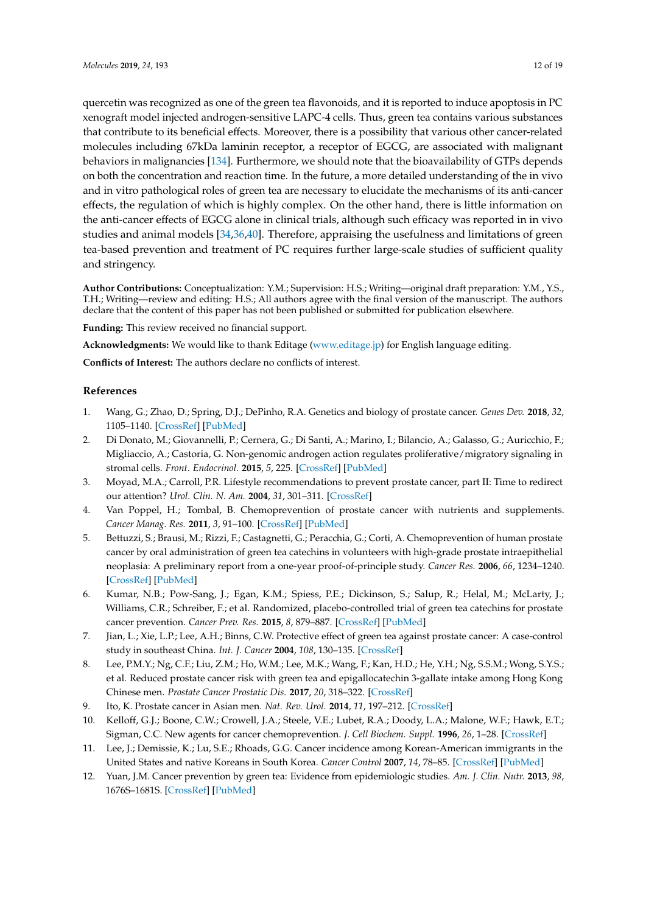quercetin was recognized as one of the green tea flavonoids, and it is reported to induce apoptosis in PC xenograft model injected androgen-sensitive LAPC-4 cells. Thus, green tea contains various substances that contribute to its beneficial effects. Moreover, there is a possibility that various other cancer-related molecules including 67kDa laminin receptor, a receptor of EGCG, are associated with malignant behaviors in malignancies [134]. Furthermore, we should note that the bioavailability of GTPs depends on both the concentration and reaction time. In the future, a more detailed understanding of the in vivo and in vitro pathological roles of green tea are necessary to elucidate the mechanisms of its anti-cancer effects, the regulation of which is highly complex. On the other hand, there is little information on the anti-cancer effects of EGCG alone in clinical trials, although such efficacy was reported in in vivo studies and animal models [34,36,40]. Therefore, appraising the usefulness and limitations of green tea-based prevention and treatment of PC requires further large-scale studies of sufficient quality and stringency.

**Author Contributions:** Conceptualization: Y.M.; Supervision: H.S.; Writing—original draft preparation: Y.M., Y.S., T.H.; Writing—review and editing: H.S.; All authors agree with the final version of the manuscript. The authors declare that the content of this paper has not been published or submitted for publication elsewhere.

**Funding:** This review received no financial support.

**Acknowledgments:** We would like to thank Editage (www.editage.jp) for English language editing.

**Conflicts of Interest:** The authors declare no conflicts of interest.

## References

1. Wang, G.; Zhao, D.; Spring, D.J.; DePinho, R.A. Genetics and biology of prostate cancer. *Genes Dev.* **2018**, *32*, 1105–1140. [CrossRef] [PubMed]
2. Di Donato, M.; Giovannelli, P.; Cernera, G.; Di Santi, A.; Marino, I.; Bilancio, A.; Galasso, G.; Auricchio, F.; Migliaccio, A.; Castoria, G. Non-genomic androgen action regulates proliferative/migratory signaling in stromal cells. *Front. Endocrinol.* **2015**, *5*, 225. [CrossRef] [PubMed]
3. Moyad, M.A.; Carroll, P.R. Lifestyle recommendations to prevent prostate cancer, part II: Time to redirect our attention? *Urol. Clin. N. Am.* **2004**, *31*, 301–311. [CrossRef]
4. Van Poppel, H.; Tombal, B. Chemoprevention of prostate cancer with nutrients and supplements. *Cancer Manag. Res.* **2011**, *3*, 91–100. [CrossRef] [PubMed]
5. Bettuzzi, S.; Brausi, M.; Rizzi, F.; Castagnetti, G.; Peracchia, G.; Corti, A. Chemoprevention of human prostate cancer by oral administration of green tea catechins in volunteers with high-grade prostate intraepithelial neoplasia: A preliminary report from a one-year proof-of-principle study. *Cancer Res.* **2006**, *66*, 1234–1240. [CrossRef] [PubMed]
6. Kumar, N.B.; Pow-Sang, J.; Egan, K.M.; Spiess, P.E.; Dickinson, S.; Salup, R.; Helal, M.; McLarty, J.; Williams, C.R.; Schreiber, F.; et al. Randomized, placebo-controlled trial of green tea catechins for prostate cancer prevention. *Cancer Prev. Res.* **2015**, *8*, 879–887. [CrossRef] [PubMed]
7. Jian, L.; Xie, L.P.; Lee, A.H.; Binns, C.W. Protective effect of green tea against prostate cancer: A case-control study in southeast China. *Int. J. Cancer* **2004**, *108*, 130–135. [CrossRef]
8. Lee, P.M.Y.; Ng, C.F.; Liu, Z.M.; Ho, W.M.; Lee, M.K.; Wang, F.; Kan, H.D.; He, Y.H.; Ng, S.S.M.; Wong, S.Y.S.; et al. Reduced prostate cancer risk with green tea and epigallocatechin 3-gallate intake among Hong Kong Chinese men. *Prostate Cancer Prostatic Dis.* **2017**, *20*, 318–322. [CrossRef]
9. Ito, K. Prostate cancer in Asian men. *Nat. Rev. Urol.* **2014**, *11*, 197–212. [CrossRef]
10. Kelloff, G.J.; Boone, C.W.; Crowell, J.A.; Steele, V.E.; Lubet, R.A.; Doody, L.A.; Malone, W.F.; Hawk, E.T.; Sigman, C.C. New agents for cancer chemoprevention. *J. Cell Biochem. Suppl.* **1996**, *26*, 1–28. [CrossRef]
11. Lee, J.; Demissie, K.; Lu, S.E.; Rhoads, G.G. Cancer incidence among Korean-American immigrants in the United States and native Koreans in South Korea. *Cancer Control* **2007**, *14*, 78–85. [CrossRef] [PubMed]
12. Yuan, J.M. Cancer prevention by green tea: Evidence from epidemiologic studies. *Am. J. Clin. Nutr.* **2013**, *98*, 1676S–1681S. [CrossRef] [PubMed]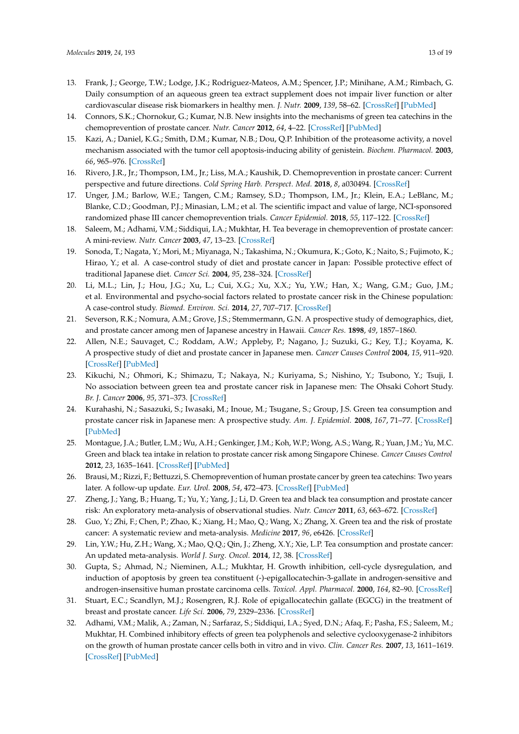13. Frank, J.; George, T.W.; Lodge, J.K.; Rodriguez-Mateos, A.M.; Spencer, J.P.; Minihane, A.M.; Rimbach, G. Daily consumption of an aqueous green tea extract supplement does not impair liver function or alter cardiovascular disease risk biomarkers in healthy men. *J. Nutr.* **2009**, *139*, 58–62. [CrossRef] [PubMed]
14. Connors, S.K.; Chornokur, G.; Kumar, N.B. New insights into the mechanisms of green tea catechins in the chemoprevention of prostate cancer. *Nutr. Cancer* **2012**, *64*, 4–22. [CrossRef] [PubMed]
15. Kazi, A.; Daniel, K.G.; Smith, D.M.; Kumar, N.B.; Dou, Q.P. Inhibition of the proteasome activity, a novel mechanism associated with the tumor cell apoptosis-inducing ability of genistein. *Biochem. Pharmacol.* **2003**, *66*, 965–976. [CrossRef]
16. Rivero, J.R., Jr.; Thompson, I.M., Jr.; Liss, M.A.; Kaushik, D. Chemoprevention in prostate cancer: Current perspective and future directions. *Cold Spring Harb. Perspect. Med.* **2018**, *8*, a030494. [CrossRef]
17. Unger, J.M.; Barlow, W.E.; Tangen, C.M.; Ramsey, S.D.; Thompson, I.M., Jr.; Klein, E.A.; LeBlanc, M.; Blanke, C.D.; Goodman, P.J.; Minasian, L.M.; et al. The scientific impact and value of large, NCI-sponsored randomized phase III cancer chemoprevention trials. *Cancer Epidemiol.* **2018**, *55*, 117–122. [CrossRef]
18. Saleem, M.; Adhami, V.M.; Siddiqui, I.A.; Mukhtar, H. Tea beverage in chemoprevention of prostate cancer: A mini-review. *Nutr. Cancer* **2003**, *47*, 13–23. [CrossRef]
19. Sonoda, T.; Nagata, Y.; Mori, M.; Miyanaga, N.; Takashima, N.; Okumura, K.; Goto, K.; Naito, S.; Fujimoto, K.; Hirao, Y.; et al. A case-control study of diet and prostate cancer in Japan: Possible protective effect of traditional Japanese diet. *Cancer Sci.* **2004**, *95*, 238–324. [CrossRef]
20. Li, M.L.; Lin, J.; Hou, J.G.; Xu, L.; Cui, X.G.; Xu, X.X.; Yu, Y.W.; Han, X.; Wang, G.M.; Guo, J.M.; et al. Environmental and psycho-social factors related to prostate cancer risk in the Chinese population: A case-control study. *Biomed. Environ. Sci.* **2014**, *27*, 707–717. [CrossRef]
21. Severson, R.K.; Nomura, A.M.; Grove, J.S.; Stemmermann, G.N. A prospective study of demographics, diet, and prostate cancer among men of Japanese ancestry in Hawaii. *Cancer Res.* **1898**, *49*, 1857–1860.
22. Allen, N.E.; Sauvaget, C.; Roddam, A.W.; Appleby, P.; Nagano, J.; Suzuki, G.; Key, T.J.; Koyama, K. A prospective study of diet and prostate cancer in Japanese men. *Cancer Causes Control* **2004**, *15*, 911–920. [CrossRef] [PubMed]
23. Kikuchi, N.; Ohmori, K.; Shimazu, T.; Nakaya, N.; Kuriyama, S.; Nishino, Y.; Tsubono, Y.; Tsuji, I. No association between green tea and prostate cancer risk in Japanese men: The Ohsaki Cohort Study. *Br. J. Cancer* **2006**, *95*, 371–373. [CrossRef]
24. Kurahashi, N.; Sasazuki, S.; Iwasaki, M.; Inoue, M.; Tsugane, S.; Group, J.S. Green tea consumption and prostate cancer risk in Japanese men: A prospective study. *Am. J. Epidemiol.* **2008**, *167*, 71–77. [CrossRef] [PubMed]
25. Montague, J.A.; Butler, L.M.; Wu, A.H.; Genkinger, J.M.; Koh, W.P.; Wong, A.S.; Wang, R.; Yuan, J.M.; Yu, M.C. Green and black tea intake in relation to prostate cancer risk among Singapore Chinese. *Cancer Causes Control* **2012**, *23*, 1635–1641. [CrossRef] [PubMed]
26. Brausi, M.; Rizzi, F.; Bettuzzi, S. Chemoprevention of human prostate cancer by green tea catechins: Two years later. A follow-up update. *Eur. Urol.* **2008**, *54*, 472–473. [CrossRef] [PubMed]
27. Zheng, J.; Yang, B.; Huang, T.; Yu, Y.; Yang, J.; Li, D. Green tea and black tea consumption and prostate cancer risk: An exploratory meta-analysis of observational studies. *Nutr. Cancer* **2011**, *63*, 663–672. [CrossRef]
28. Guo, Y.; Zhi, F.; Chen, P.; Zhao, K.; Xiang, H.; Mao, Q.; Wang, X.; Zhang, X. Green tea and the risk of prostate cancer: A systematic review and meta-analysis. *Medicine* **2017**, *96*, e6426. [CrossRef]
29. Lin, Y.W.; Hu, Z.H.; Wang, X.; Mao, Q.Q.; Qin, J.; Zheng, X.Y.; Xie, L.P. Tea consumption and prostate cancer: An updated meta-analysis. *World J. Surg. Oncol.* **2014**, *12*, 38. [CrossRef]
30. Gupta, S.; Ahmad, N.; Nieminen, A.L.; Mukhtar, H. Growth inhibition, cell-cycle dysregulation, and induction of apoptosis by green tea constituent (-)-epigallocatechin-3-gallate in androgen-sensitive and androgen-insensitive human prostate carcinoma cells. *Toxicol. Appl. Pharmacol.* **2000**, *164*, 82–90. [CrossRef]
31. Stuart, E.C.; Scandlyn, M.J.; Rosengren, R.J. Role of epigallocatechin gallate (EGCG) in the treatment of breast and prostate cancer. *Life Sci.* **2006**, *79*, 2329–2336. [CrossRef]
32. Adhami, V.M.; Malik, A.; Zaman, N.; Sarfaraz, S.; Siddiqui, I.A.; Syed, D.N.; Afaq, F.; Pasha, F.S.; Saleem, M.; Mukhtar, H. Combined inhibitory effects of green tea polyphenols and selective cyclooxygenase-2 inhibitors on the growth of human prostate cancer cells both in vitro and in vivo. *Clin. Cancer Res.* **2007**, *13*, 1611–1619. [CrossRef] [PubMed]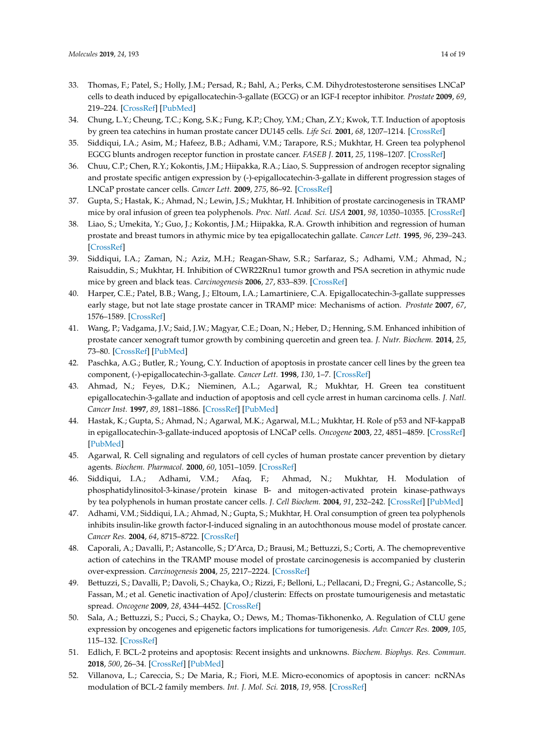33. Thomas, F.; Patel, S.; Holly, J.M.; Persad, R.; Bahl, A.; Perks, C.M. Dihydrotestosterone sensitises LNCaP cells to death induced by epigallocatechin-3-gallate (EGCG) or an IGF-I receptor inhibitor. *Prostate* **2009**, *69*, 219–224. [CrossRef] [PubMed]
34. Chung, L.Y.; Cheung, T.C.; Kong, S.K.; Fung, K.P.; Choy, Y.M.; Chan, Z.Y.; Kwok, T.T. Induction of apoptosis by green tea catechins in human prostate cancer DU145 cells. *Life Sci.* **2001**, *68*, 1207–1214. [CrossRef]
35. Siddiqui, I.A.; Asim, M.; Hafeez, B.B.; Adhami, V.M.; Tarapore, R.S.; Mukhtar, H. Green tea polyphenol EGCG blunts androgen receptor function in prostate cancer. *FASEB J.* **2011**, *25*, 1198–1207. [CrossRef]
36. Chuu, C.P.; Chen, R.Y.; Kokontis, J.M.; Hiipakka, R.A.; Liao, S. Suppression of androgen receptor signaling and prostate specific antigen expression by (-)-epigallocatechin-3-gallate in different progression stages of LNCaP prostate cancer cells. *Cancer Lett.* **2009**, *275*, 86–92. [CrossRef]
37. Gupta, S.; Hastak, K.; Ahmad, N.; Lewin, J.S.; Mukhtar, H. Inhibition of prostate carcinogenesis in TRAMP mice by oral infusion of green tea polyphenols. *Proc. Natl. Acad. Sci. USA* **2001**, *98*, 10350–10355. [CrossRef]
38. Liao, S.; Umekita, Y.; Guo, J.; Kokontis, J.M.; Hiipakka, R.A. Growth inhibition and regression of human prostate and breast tumors in athymic mice by tea epigallocatechin gallate. *Cancer Lett.* **1995**, *96*, 239–243. [CrossRef]
39. Siddiqui, I.A.; Zaman, N.; Aziz, M.H.; Reagan-Shaw, S.R.; Sarfaraz, S.; Adhami, V.M.; Ahmad, N.; Raisuddin, S.; Mukhtar, H. Inhibition of CWR22Rnu1 tumor growth and PSA secretion in athymic nude mice by green and black teas. *Carcinogenesis* **2006**, *27*, 833–839. [CrossRef]
40. Harper, C.E.; Patel, B.B.; Wang, J.; Eltoum, I.A.; Lamartiniere, C.A. Epigallocatechin-3-gallate suppresses early stage, but not late stage prostate cancer in TRAMP mice: Mechanisms of action. *Prostate* **2007**, *67*, 1576–1589. [CrossRef]
41. Wang, P.; Vadgama, J.V.; Said, J.W.; Magyar, C.E.; Doan, N.; Heber, D.; Henning, S.M. Enhanced inhibition of prostate cancer xenograft tumor growth by combining quercetin and green tea. *J. Nutr. Biochem.* **2014**, *25*, 73–80. [CrossRef] [PubMed]
42. Paschka, A.G.; Butler, R.; Young, C.Y. Induction of apoptosis in prostate cancer cell lines by the green tea component, (-)-epigallocatechin-3-gallate. *Cancer Lett.* **1998**, *130*, 1–7. [CrossRef]
43. Ahmad, N.; Feyes, D.K.; Nieminen, A.L.; Agarwal, R.; Mukhtar, H. Green tea constituent epigallocatechin-3-gallate and induction of apoptosis and cell cycle arrest in human carcinoma cells. *J. Natl. Cancer Inst.* **1997**, *89*, 1881–1886. [CrossRef] [PubMed]
44. Hastak, K.; Gupta, S.; Ahmad, N.; Agarwal, M.K.; Agarwal, M.L.; Mukhtar, H. Role of p53 and NF-kappaB in epigallocatechin-3-gallate-induced apoptosis of LNCaP cells. *Oncogene* **2003**, *22*, 4851–4859. [CrossRef] [PubMed]
45. Agarwal, R. Cell signaling and regulators of cell cycles of human prostate cancer prevention by dietary agents. *Biochem. Pharmacol.* **2000**, *60*, 1051–1059. [CrossRef]
46. Siddiqui, I.A.; Adhami, V.M.; Afaq, F.; Ahmad, N.; Mukhtar, H. Modulation of phosphatidylinositol-3-kinase/protein kinase B- and mitogen-activated protein kinase-pathways by tea polyphenols in human prostate cancer cells. *J. Cell Biochem.* **2004**, *91*, 232–242. [CrossRef] [PubMed]
47. Adhami, V.M.; Siddiqui, I.A.; Ahmad, N.; Gupta, S.; Mukhtar, H. Oral consumption of green tea polyphenols inhibits insulin-like growth factor-I-induced signaling in an autochthonous mouse model of prostate cancer. *Cancer Res.* **2004**, *64*, 8715–8722. [CrossRef]
48. Caporali, A.; Davalli, P.; Astancolle, S.; D'Arca, D.; Brausi, M.; Bettuzzi, S.; Corti, A. The chemopreventive action of catechins in the TRAMP mouse model of prostate carcinogenesis is accompanied by clusterin over-expression. *Carcinogenesis* **2004**, *25*, 2217–2224. [CrossRef]
49. Bettuzzi, S.; Davalli, P.; Davoli, S.; Chayka, O.; Rizzi, F.; Belloni, L.; Pellacani, D.; Fregni, G.; Astancolle, S.; Fassan, M.; et al. Genetic inactivation of ApoJ/clusterin: Effects on prostate tumourigenesis and metastatic spread. *Oncogene* **2009**, *28*, 4344–4452. [CrossRef]
50. Sala, A.; Bettuzzi, S.; Pucci, S.; Chayka, O.; Dews, M.; Thomas-Tikhonenko, A. Regulation of CLU gene expression by oncogenes and epigenetic factors implications for tumorigenesis. *Adv. Cancer Res.* **2009**, *105*, 115–132. [CrossRef]
51. Edlich, F. BCL-2 proteins and apoptosis: Recent insights and unknowns. *Biochem. Biophys. Res. Commun.* **2018**, *500*, 26–34. [CrossRef] [PubMed]
52. Villanova, L.; Careccia, S.; De Maria, R.; Fiori, M.E. Micro-economics of apoptosis in cancer: ncRNAs modulation of BCL-2 family members. *Int. J. Mol. Sci.* **2018**, *19*, 958. [CrossRef]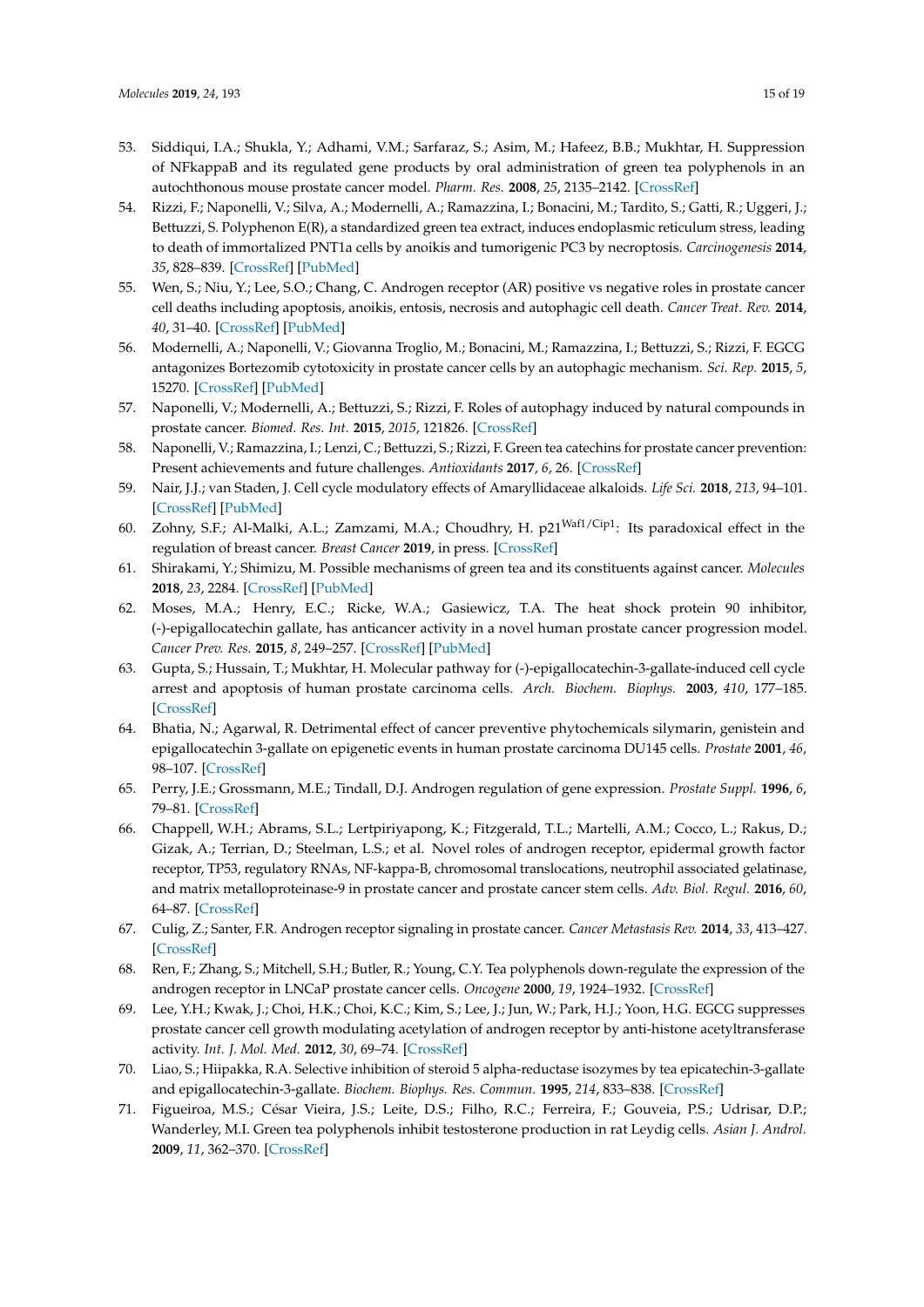53. Siddiqui, I.A.; Shukla, Y.; Adhami, V.M.; Sarfaraz, S.; Asim, M.; Hafeez, B.B.; Mukhtar, H. Suppression of NFkappaB and its regulated gene products by oral administration of green tea polyphenols in an autochthonous mouse prostate cancer model. *Pharm. Res.* **2008**, *25*, 2135–2142. [CrossRef]
54. Rizzi, F.; Naponelli, V.; Silva, A.; Modernelli, A.; Ramazzina, I.; Bonacini, M.; Tardito, S.; Gatti, R.; Uggeri, J.; Bettuzzi, S. Polyphenon E(R), a standardized green tea extract, induces endoplasmic reticulum stress, leading to death of immortalized PNT1a cells by anoikis and tumorigenic PC3 by necroptosis. *Carcinogenesis* **2014**, *35*, 828–839. [CrossRef] [PubMed]
55. Wen, S.; Niu, Y.; Lee, S.O.; Chang, C. Androgen receptor (AR) positive vs negative roles in prostate cancer cell deaths including apoptosis, anoikis, entosis, necrosis and autophagic cell death. *Cancer Treat. Rev.* **2014**, *40*, 31–40. [CrossRef] [PubMed]
56. Modernelli, A.; Naponelli, V.; Giovanna Troglio, M.; Bonacini, M.; Ramazzina, I.; Bettuzzi, S.; Rizzi, F. EGCG antagonizes Bortezomib cytotoxicity in prostate cancer cells by an autophagic mechanism. *Sci. Rep.* **2015**, *5*, 15270. [CrossRef] [PubMed]
57. Naponelli, V.; Modernelli, A.; Bettuzzi, S.; Rizzi, F. Roles of autophagy induced by natural compounds in prostate cancer. *Biomed. Res. Int.* **2015**, *2015*, 121826. [CrossRef]
58. Naponelli, V.; Ramazzina, I.; Lenzi, C.; Bettuzzi, S.; Rizzi, F. Green tea catechins for prostate cancer prevention: Present achievements and future challenges. *Antioxidants* **2017**, *6*, 26. [CrossRef]
59. Nair, J.J.; van Staden, J. Cell cycle modulatory effects of Amaryllidaceae alkaloids. *Life Sci.* **2018**, *213*, 94–101. [CrossRef] [PubMed]
60. Zohny, S.F.; Al-Malki, A.L.; Zamzami, M.A.; Choudhry, H. $p21^{Waf1/Cip1}$: Its paradoxical effect in the regulation of breast cancer. *Breast Cancer* **2019**, in press. [CrossRef]
61. Shirakami, Y.; Shimizu, M. Possible mechanisms of green tea and its constituents against cancer. *Molecules* **2018**, *23*, 2284. [CrossRef] [PubMed]
62. Moses, M.A.; Henry, E.C.; Ricke, W.A.; Gasiewicz, T.A. The heat shock protein 90 inhibitor, (-)-epigallocatechin gallate, has anticancer activity in a novel human prostate cancer progression model. *Cancer Prev. Res.* **2015**, *8*, 249–257. [CrossRef] [PubMed]
63. Gupta, S.; Hussain, T.; Mukhtar, H. Molecular pathway for (-)-epigallocatechin-3-gallate-induced cell cycle arrest and apoptosis of human prostate carcinoma cells. *Arch. Biochem. Biophys.* **2003**, *410*, 177–185. [CrossRef]
64. Bhatia, N.; Agarwal, R. Detrimental effect of cancer preventive phytochemicals silymarin, genistein and epigallocatechin 3-gallate on epigenetic events in human prostate carcinoma DU145 cells. *Prostate* **2001**, *46*, 98–107. [CrossRef]
65. Perry, J.E.; Grossmann, M.E.; Tindall, D.J. Androgen regulation of gene expression. *Prostate Suppl.* **1996**, *6*, 79–81. [CrossRef]
66. Chappell, W.H.; Abrams, S.L.; Lertpiriyapong, K.; Fitzgerald, T.L.; Martelli, A.M.; Cocco, L.; Rakus, D.; Gizak, A.; Terrian, D.; Steelman, L.S.; et al. Novel roles of androgen receptor, epidermal growth factor receptor, TP53, regulatory RNAs, NF-kappa-B, chromosomal translocations, neutrophil associated gelatinase, and matrix metalloproteinase-9 in prostate cancer and prostate cancer stem cells. *Adv. Biol. Regul.* **2016**, *60*, 64–87. [CrossRef]
67. Culig, Z.; Santer, F.R. Androgen receptor signaling in prostate cancer. *Cancer Metastasis Rev.* **2014**, *33*, 413–427. [CrossRef]
68. Ren, F.; Zhang, S.; Mitchell, S.H.; Butler, R.; Young, C.Y. Tea polyphenols down-regulate the expression of the androgen receptor in LNCaP prostate cancer cells. *Oncogene* **2000**, *19*, 1924–1932. [CrossRef]
69. Lee, Y.H.; Kwak, J.; Choi, H.K.; Choi, K.C.; Kim, S.; Lee, J.; Jun, W.; Park, H.J.; Yoon, H.G. EGCG suppresses prostate cancer cell growth modulating acetylation of androgen receptor by anti-histone acetyltransferase activity. *Int. J. Mol. Med.* **2012**, *30*, 69–74. [CrossRef]
70. Liao, S.; Hiipakka, R.A. Selective inhibition of steroid 5 alpha-reductase isozymes by tea epicatechin-3-gallate and epigallocatechin-3-gallate. *Biochem. Biophys. Res. Commun.* **1995**, *214*, 833–838. [CrossRef]
71. Figueiroa, M.S.; César Vieira, J.S.; Leite, D.S.; Filho, R.C.; Ferreira, F.; Gouveia, P.S.; Udrisar, D.P.; Wanderley, M.I. Green tea polyphenols inhibit testosterone production in rat Leydig cells. *Asian J. Androl.* **2009**, *11*, 362–370. [CrossRef]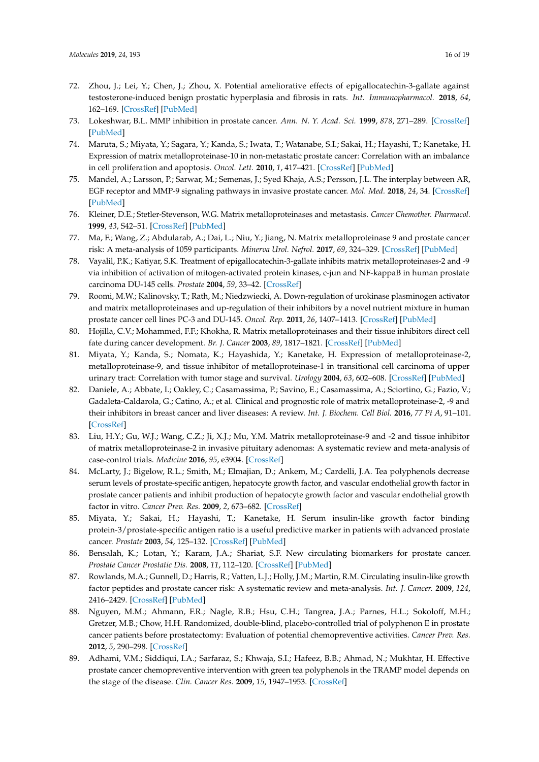72. Zhou, J.; Lei, Y.; Chen, J.; Zhou, X. Potential ameliorative effects of epigallocatechin-3-gallate against testosterone-induced benign prostatic hyperplasia and fibrosis in rats. *Int. Immunopharmacol.* **2018**, *64*, 162–169. [CrossRef] [PubMed]
73. Lokeshwar, B.L. MMP inhibition in prostate cancer. *Ann. N. Y. Acad. Sci.* **1999**, *878*, 271–289. [CrossRef] [PubMed]
74. Maruta, S.; Miyata, Y.; Sagara, Y.; Kanda, S.; Iwata, T.; Watanabe, S.I.; Sakai, H.; Hayashi, T.; Kanetake, H. Expression of matrix metalloproteinase-10 in non-metastatic prostate cancer: Correlation with an imbalance in cell proliferation and apoptosis. *Oncol. Lett.* **2010**, *1*, 417–421. [CrossRef] [PubMed]
75. Mandel, A.; Larsson, P.; Sarwar, M.; Semenas, J.; Syed Khaja, A.S.; Persson, J.L. The interplay between AR, EGF receptor and MMP-9 signaling pathways in invasive prostate cancer. *Mol. Med.* **2018**, *24*, 34. [CrossRef] [PubMed]
76. Kleiner, D.E.; Stetler-Stevenson, W.G. Matrix metalloproteinases and metastasis. *Cancer Chemother. Pharmacol.* **1999**, *43*, S42–51. [CrossRef] [PubMed]
77. Ma, F.; Wang, Z.; Abdularab, A.; Dai, L.; Niu, Y.; Jiang, N. Matrix metalloproteinase 9 and prostate cancer risk: A meta-analysis of 1059 participants. *Minerva Urol. Nefrol.* **2017**, *69*, 324–329. [CrossRef] [PubMed]
78. Vayalil, P.K.; Katiyar, S.K. Treatment of epigallocatechin-3-gallate inhibits matrix metalloproteinases-2 and -9 via inhibition of activation of mitogen-activated protein kinases, c-jun and NF-kappaB in human prostate carcinoma DU-145 cells. *Prostate* **2004**, *59*, 33–42. [CrossRef]
79. Roomi, M.W.; Kalinovsky, T.; Rath, M.; Niedzwiecki, A. Down-regulation of urokinase plasminogen activator and matrix metalloproteinases and up-regulation of their inhibitors by a novel nutrient mixture in human prostate cancer cell lines PC-3 and DU-145. *Oncol. Rep.* **2011**, *26*, 1407–1413. [CrossRef] [PubMed]
80. Hojilla, C.V.; Mohammed, F.F.; Khokha, R. Matrix metalloproteinases and their tissue inhibitors direct cell fate during cancer development. *Br. J. Cancer* **2003**, *89*, 1817–1821. [CrossRef] [PubMed]
81. Miyata, Y.; Kanda, S.; Nomata, K.; Hayashida, Y.; Kanetake, H. Expression of metalloproteinase-2, metalloproteinase-9, and tissue inhibitor of metalloproteinase-1 in transitional cell carcinoma of upper urinary tract: Correlation with tumor stage and survival. *Urology* **2004**, *63*, 602–608. [CrossRef] [PubMed]
82. Daniele, A.; Abbate, I.; Oakley, C.; Casamassima, P.; Savino, E.; Casamassima, A.; Sciortino, G.; Fazio, V.; Gadaleta-Caldarola, G.; Catino, A.; et al. Clinical and prognostic role of matrix metalloproteinase-2, -9 and their inhibitors in breast cancer and liver diseases: A review. *Int. J. Biochem. Cell Biol.* **2016**, *77 Pt A*, 91–101. [CrossRef]
83. Liu, H.Y.; Gu, W.J.; Wang, C.Z.; Ji, X.J.; Mu, Y.M. Matrix metalloproteinase-9 and -2 and tissue inhibitor of matrix metalloproteinase-2 in invasive pituitary adenomas: A systematic review and meta-analysis of case-control trials. *Medicine* **2016**, *95*, e3904. [CrossRef]
84. McLarty, J.; Bigelow, R.L.; Smith, M.; Elmajian, D.; Ankem, M.; Cardelli, J.A. Tea polyphenols decrease serum levels of prostate-specific antigen, hepatocyte growth factor, and vascular endothelial growth factor in prostate cancer patients and inhibit production of hepatocyte growth factor and vascular endothelial growth factor in vitro. *Cancer Prev. Res.* **2009**, *2*, 673–682. [CrossRef]
85. Miyata, Y.; Sakai, H.; Hayashi, T.; Kanetake, H. Serum insulin-like growth factor binding protein-3/prostate-specific antigen ratio is a useful predictive marker in patients with advanced prostate cancer. *Prostate* **2003**, *54*, 125–132. [CrossRef] [PubMed]
86. Bensalah, K.; Lotan, Y.; Karam, J.A.; Shariat, S.F. New circulating biomarkers for prostate cancer. *Prostate Cancer Prostatic Dis.* **2008**, *11*, 112–120. [CrossRef] [PubMed]
87. Rowlands, M.A.; Gunnell, D.; Harris, R.; Vatten, L.J.; Holly, J.M.; Martin, R.M. Circulating insulin-like growth factor peptides and prostate cancer risk: A systematic review and meta-analysis. *Int. J. Cancer.* **2009**, *124*, 2416–2429. [CrossRef] [PubMed]
88. Nguyen, M.M.; Ahmann, F.R.; Nagle, R.B.; Hsu, C.H.; Tangrea, J.A.; Parnes, H.L.; Sokoloff, M.H.; Gretzer, M.B.; Chow, H.H. Randomized, double-blind, placebo-controlled trial of polyphenon E in prostate cancer patients before prostatectomy: Evaluation of potential chemopreventive activities. *Cancer Prev. Res.* **2012**, *5*, 290–298. [CrossRef]
89. Adhami, V.M.; Siddiqui, I.A.; Sarfaraz, S.; Khwaja, S.I.; Hafeez, B.B.; Ahmad, N.; Mukhtar, H. Effective prostate cancer chemopreventive intervention with green tea polyphenols in the TRAMP model depends on the stage of the disease. *Clin. Cancer Res.* **2009**, *15*, 1947–1953. [CrossRef]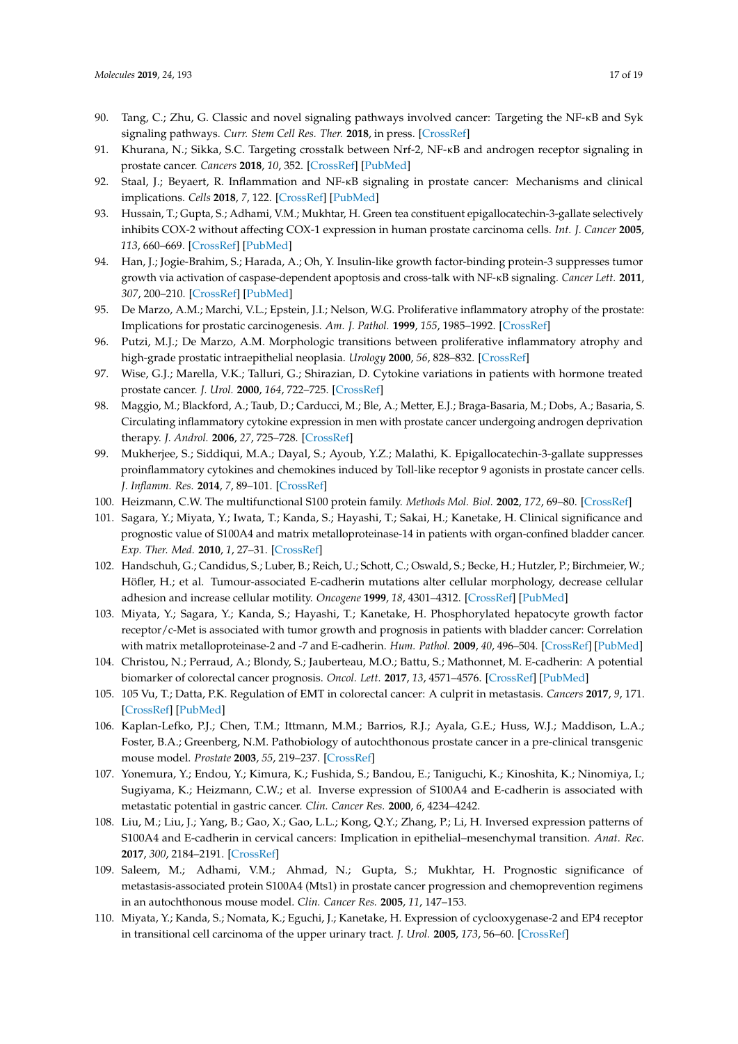90. Tang, C.; Zhu, G. Classic and novel signaling pathways involved cancer: Targeting the NF-κB and Syk signaling pathways. *Curr. Stem Cell Res. Ther.* **2018**, in press. [CrossRef]
91. Khurana, N.; Sikka, S.C. Targeting crosstalk between Nrf-2, NF-κB and androgen receptor signaling in prostate cancer. *Cancers* **2018**, *10*, 352. [CrossRef] [PubMed]
92. Staal, J.; Beyaert, R. Inflammation and NF-κB signaling in prostate cancer: Mechanisms and clinical implications. *Cells* **2018**, *7*, 122. [CrossRef] [PubMed]
93. Hussain, T.; Gupta, S.; Adhami, V.M.; Mukhtar, H. Green tea constituent epigallocatechin-3-gallate selectively inhibits COX-2 without affecting COX-1 expression in human prostate carcinoma cells. *Int. J. Cancer* **2005**, *113*, 660–669. [CrossRef] [PubMed]
94. Han, J.; Jogie-Brahim, S.; Harada, A.; Oh, Y. Insulin-like growth factor-binding protein-3 suppresses tumor growth via activation of caspase-dependent apoptosis and cross-talk with NF-κB signaling. *Cancer Lett.* **2011**, *307*, 200–210. [CrossRef] [PubMed]
95. De Marzo, A.M.; Marchi, V.L.; Epstein, J.I.; Nelson, W.G. Proliferative inflammatory atrophy of the prostate: Implications for prostatic carcinogenesis. *Am. J. Pathol.* **1999**, *155*, 1985–1992. [CrossRef]
96. Putzi, M.J.; De Marzo, A.M. Morphologic transitions between proliferative inflammatory atrophy and high-grade prostatic intraepithelial neoplasia. *Urology* **2000**, *56*, 828–832. [CrossRef]
97. Wise, G.J.; Marella, V.K.; Talluri, G.; Shirazian, D. Cytokine variations in patients with hormone treated prostate cancer. *J. Urol.* **2000**, *164*, 722–725. [CrossRef]
98. Maggio, M.; Blackford, A.; Taub, D.; Carducci, M.; Ble, A.; Metter, E.J.; Braga-Basaria, M.; Dobs, A.; Basaria, S. Circulating inflammatory cytokine expression in men with prostate cancer undergoing androgen deprivation therapy. *J. Androl.* **2006**, *27*, 725–728. [CrossRef]
99. Mukherjee, S.; Siddiqui, M.A.; Dayal, S.; Ayoub, Y.Z.; Malathi, K. Epigallocatechin-3-gallate suppresses proinflammatory cytokines and chemokines induced by Toll-like receptor 9 agonists in prostate cancer cells. *J. Inflamm. Res.* **2014**, *7*, 89–101. [CrossRef]
100. Heizmann, C.W. The multifunctional S100 protein family. *Methods Mol. Biol.* **2002**, *172*, 69–80. [CrossRef]
101. Sagara, Y.; Miyata, Y.; Iwata, T.; Kanda, S.; Hayashi, T.; Sakai, H.; Kanetake, H. Clinical significance and prognostic value of S100A4 and matrix metalloproteinase-14 in patients with organ-confined bladder cancer. *Exp. Ther. Med.* **2010**, *1*, 27–31. [CrossRef]
102. Handschuh, G.; Candidus, S.; Luber, B.; Reich, U.; Schott, C.; Oswald, S.; Becke, H.; Hutzler, P.; Birchmeier, W.; Höfler, H.; et al. Tumour-associated E-cadherin mutations alter cellular morphology, decrease cellular adhesion and increase cellular motility. *Oncogene* **1999**, *18*, 4301–4312. [CrossRef] [PubMed]
103. Miyata, Y.; Sagara, Y.; Kanda, S.; Hayashi, T.; Kanetake, H. Phosphorylated hepatocyte growth factor receptor/c-Met is associated with tumor growth and prognosis in patients with bladder cancer: Correlation with matrix metalloproteinase-2 and -7 and E-cadherin. *Hum. Pathol.* **2009**, *40*, 496–504. [CrossRef] [PubMed]
104. Christou, N.; Perraud, A.; Blondy, S.; Jauberteau, M.O.; Battu, S.; Mathonnet, M. E-cadherin: A potential biomarker of colorectal cancer prognosis. *Oncol. Lett.* **2017**, *13*, 4571–4576. [CrossRef] [PubMed]
105. 105 Vu, T.; Datta, P.K. Regulation of EMT in colorectal cancer: A culprit in metastasis. *Cancers* **2017**, *9*, 171. [CrossRef] [PubMed]
106. Kaplan-Lefko, P.J.; Chen, T.M.; Ittmann, M.M.; Barrios, R.J.; Ayala, G.E.; Huss, W.J.; Maddison, L.A.; Foster, B.A.; Greenberg, N.M. Pathobiology of autochthonous prostate cancer in a pre-clinical transgenic mouse model. *Prostate* **2003**, *55*, 219–237. [CrossRef]
107. Yonemura, Y.; Endou, Y.; Kimura, K.; Fushida, S.; Bandou, E.; Taniguchi, K.; Kinoshita, K.; Ninomiya, I.; Sugiyama, K.; Heizmann, C.W.; et al. Inverse expression of S100A4 and E-cadherin is associated with metastatic potential in gastric cancer. *Clin. Cancer Res.* **2000**, *6*, 4234–4242.
108. Liu, M.; Liu, J.; Yang, B.; Gao, X.; Gao, L.L.; Kong, Q.Y.; Zhang, P.; Li, H. Inversed expression patterns of S100A4 and E-cadherin in cervical cancers: Implication in epithelial–mesenchymal transition. *Anat. Rec.* **2017**, *300*, 2184–2191. [CrossRef]
109. Saleem, M.; Adhami, V.M.; Ahmad, N.; Gupta, S.; Mukhtar, H. Prognostic significance of metastasis-associated protein S100A4 (Mts1) in prostate cancer progression and chemoprevention regimens in an autochthonous mouse model. *Clin. Cancer Res.* **2005**, *11*, 147–153.
110. Miyata, Y.; Kanda, S.; Nomata, K.; Eguchi, J.; Kanetake, H. Expression of cyclooxygenase-2 and EP4 receptor in transitional cell carcinoma of the upper urinary tract. *J. Urol.* **2005**, *173*, 56–60. [CrossRef]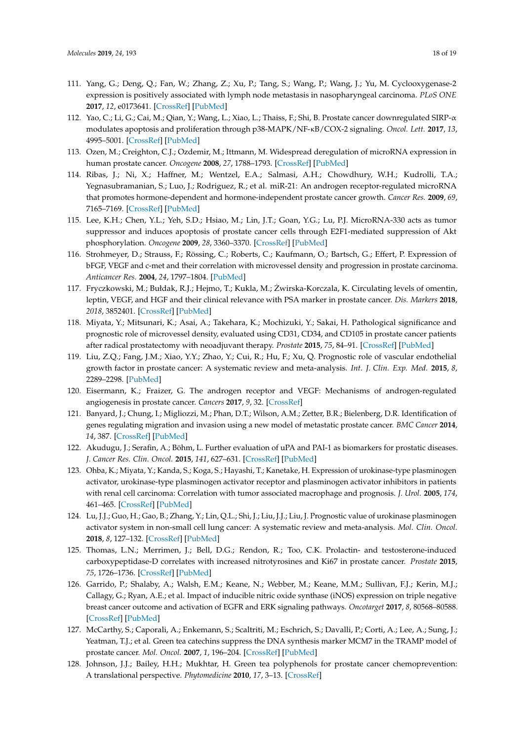111. Yang, G.; Deng, Q.; Fan, W.; Zhang, Z.; Xu, P.; Tang, S.; Wang, P.; Wang, J.; Yu, M. Cyclooxygenase-2 expression is positively associated with lymph node metastasis in nasopharyngeal carcinoma. *PLoS ONE* **2017**, *12*, e0173641. [CrossRef] [PubMed]
112. Yao, C.; Li, G.; Cai, M.; Qian, Y.; Wang, L.; Xiao, L.; Thaiss, F.; Shi, B. Prostate cancer downregulated SIRP-α modulates apoptosis and proliferation through p38-MAPK/NF-κB/COX-2 signaling. *Oncol. Lett.* **2017**, *13*, 4995–5001. [CrossRef] [PubMed]
113. Ozen, M.; Creighton, C.J.; Ozdemir, M.; Ittmann, M. Widespread deregulation of microRNA expression in human prostate cancer. *Oncogene* **2008**, *27*, 1788–1793. [CrossRef] [PubMed]
114. Ribas, J.; Ni, X.; Haffner, M.; Wentzel, E.A.; Salmasi, A.H.; Chowdhury, W.H.; Kudrolli, T.A.; Yegnasubramanian, S.; Luo, J.; Rodriguez, R.; et al. miR-21: An androgen receptor-regulated microRNA that promotes hormone-dependent and hormone-independent prostate cancer growth. *Cancer Res.* **2009**, *69*, 7165–7169. [CrossRef] [PubMed]
115. Lee, K.H.; Chen, Y.L.; Yeh, S.D.; Hsiao, M.; Lin, J.T.; Goan, Y.G.; Lu, P.J. MicroRNA-330 acts as tumor suppressor and induces apoptosis of prostate cancer cells through E2F1-mediated suppression of Akt phosphorylation. *Oncogene* **2009**, *28*, 3360–3370. [CrossRef] [PubMed]
116. Strohmeyer, D.; Strauss, F.; Rössing, C.; Roberts, C.; Kaufmann, O.; Bartsch, G.; Effert, P. Expression of bFGF, VEGF and c-met and their correlation with microvessel density and progression in prostate carcinoma. *Anticancer Res.* **2004**, *24*, 1797–1804. [PubMed]
117. Fryczkowski, M.; Bułdak, R.J.; Hejmo, T.; Kukla, M.; Żwirska-Korczala, K. Circulating levels of omentin, leptin, VEGF, and HGF and their clinical relevance with PSA marker in prostate cancer. *Dis. Markers* **2018**, *2018*, 3852401. [CrossRef] [PubMed]
118. Miyata, Y.; Mitsunari, K.; Asai, A.; Takehara, K.; Mochizuki, Y.; Sakai, H. Pathological significance and prognostic role of microvessel density, evaluated using CD31, CD34, and CD105 in prostate cancer patients after radical prostatectomy with neoadjuvant therapy. *Prostate* **2015**, *75*, 84–91. [CrossRef] [PubMed]
119. Liu, Z.Q.; Fang, J.M.; Xiao, Y.Y.; Zhao, Y.; Cui, R.; Hu, F.; Xu, Q. Prognostic role of vascular endothelial growth factor in prostate cancer: A systematic review and meta-analysis. *Int. J. Clin. Exp. Med.* **2015**, *8*, 2289–2298. [PubMed]
120. Eisermann, K.; Fraizer, G. The androgen receptor and VEGF: Mechanisms of androgen-regulated angiogenesis in prostate cancer. *Cancers* **2017**, *9*, 32. [CrossRef]
121. Banyard, J.; Chung, I.; Migliozzi, M.; Phan, D.T.; Wilson, A.M.; Zetter, B.R.; Bielenberg, D.R. Identification of genes regulating migration and invasion using a new model of metastatic prostate cancer. *BMC Cancer* **2014**, *14*, 387. [CrossRef] [PubMed]
122. Akudugu, J.; Serafin, A.; Böhm, L. Further evaluation of uPA and PAI-1 as biomarkers for prostatic diseases. *J. Cancer Res. Clin. Oncol.* **2015**, *141*, 627–631. [CrossRef] [PubMed]
123. Ohba, K.; Miyata, Y.; Kanda, S.; Koga, S.; Hayashi, T.; Kanetake, H. Expression of urokinase-type plasminogen activator, urokinase-type plasminogen activator receptor and plasminogen activator inhibitors in patients with renal cell carcinoma: Correlation with tumor associated macrophage and prognosis. *J. Urol.* **2005**, *174*, 461–465. [CrossRef] [PubMed]
124. Lu, J.J.; Guo, H.; Gao, B.; Zhang, Y.; Lin, Q.L.; Shi, J.; Liu, J.J.; Liu, J. Prognostic value of urokinase plasminogen activator system in non-small cell lung cancer: A systematic review and meta-analysis. *Mol. Clin. Oncol.* **2018**, *8*, 127–132. [CrossRef] [PubMed]
125. Thomas, L.N.; Merrimen, J.; Bell, D.G.; Rendon, R.; Too, C.K. Prolactin- and testosterone-induced carboxypeptidase-D correlates with increased nitrotyrosines and Ki67 in prostate cancer. *Prostate* **2015**, *75*, 1726–1736. [CrossRef] [PubMed]
126. Garrido, P.; Shalaby, A.; Walsh, E.M.; Keane, N.; Webber, M.; Keane, M.M.; Sullivan, F.J.; Kerin, M.J.; Callagy, G.; Ryan, A.E.; et al. Impact of inducible nitric oxide synthase (iNOS) expression on triple negative breast cancer outcome and activation of EGFR and ERK signaling pathways. *Oncotarget* **2017**, *8*, 80568–80588. [CrossRef] [PubMed]
127. McCarthy, S.; Caporali, A.; Enkemann, S.; Scaltriti, M.; Eschrich, S.; Davalli, P.; Corti, A.; Lee, A.; Sung, J.; Yeatman, T.J.; et al. Green tea catechins suppress the DNA synthesis marker MCM7 in the TRAMP model of prostate cancer. *Mol. Oncol.* **2007**, *1*, 196–204. [CrossRef] [PubMed]
128. Johnson, J.J.; Bailey, H.H.; Mukhtar, H. Green tea polyphenols for prostate cancer chemoprevention: A translational perspective. *Phytomedicine* **2010**, *17*, 3–13. [CrossRef]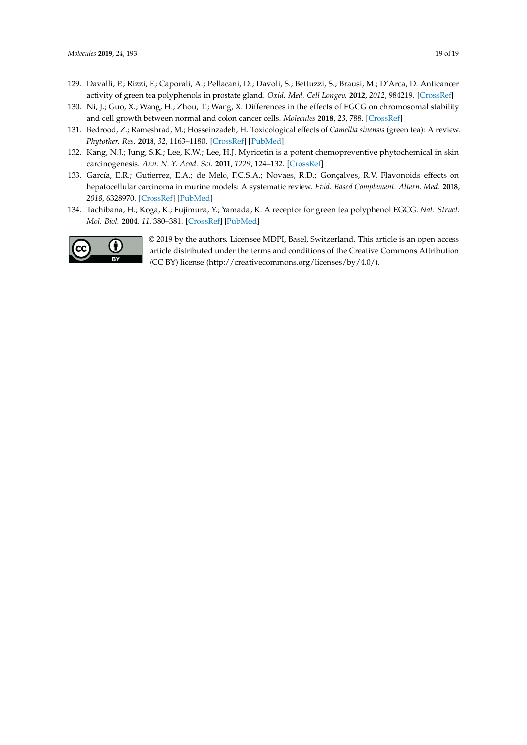129. Davalli, P.; Rizzi, F.; Caporali, A.; Pellacani, D.; Davoli, S.; Bettuzzi, S.; Brausi, M.; D'Arca, D. Anticancer activity of green tea polyphenols in prostate gland. *Oxid. Med. Cell Longev.* **2012**, *2012*, 984219. [CrossRef]
130. Ni, J.; Guo, X.; Wang, H.; Zhou, T.; Wang, X. Differences in the effects of EGCG on chromosomal stability and cell growth between normal and colon cancer cells. *Molecules* **2018**, *23*, 788. [CrossRef]
131. Bedrood, Z.; Rameshrad, M.; Hosseinzadeh, H. Toxicological effects of *Camellia sinensis* (green tea): A review. *Phytother. Res.* **2018**, *32*, 1163–1180. [CrossRef] [PubMed]
132. Kang, N.J.; Jung, S.K.; Lee, K.W.; Lee, H.J. Myricetin is a potent chemopreventive phytochemical in skin carcinogenesis. *Ann. N. Y. Acad. Sci.* **2011**, *1229*, 124–132. [CrossRef]
133. García, E.R.; Gutierrez, E.A.; de Melo, F.C.S.A.; Novaes, R.D.; Gonçalves, R.V. Flavonoids effects on hepatocellular carcinoma in murine models: A systematic review. *Evid. Based Complement. Altern. Med.* **2018**, *2018*, 6328970. [CrossRef] [PubMed]
134. Tachibana, H.; Koga, K.; Fujimura, Y.; Yamada, K. A receptor for green tea polyphenol EGCG. *Nat. Struct. Mol. Biol.* **2004**, *11*, 380–381. [CrossRef] [PubMed]

© 2019 by the authors. Licensee MDPI, Basel, Switzerland. This article is an open access article distributed under the terms and conditions of the Creative Commons Attribution (CC BY) license (http://creativecommons.org/licenses/by/4.0/).